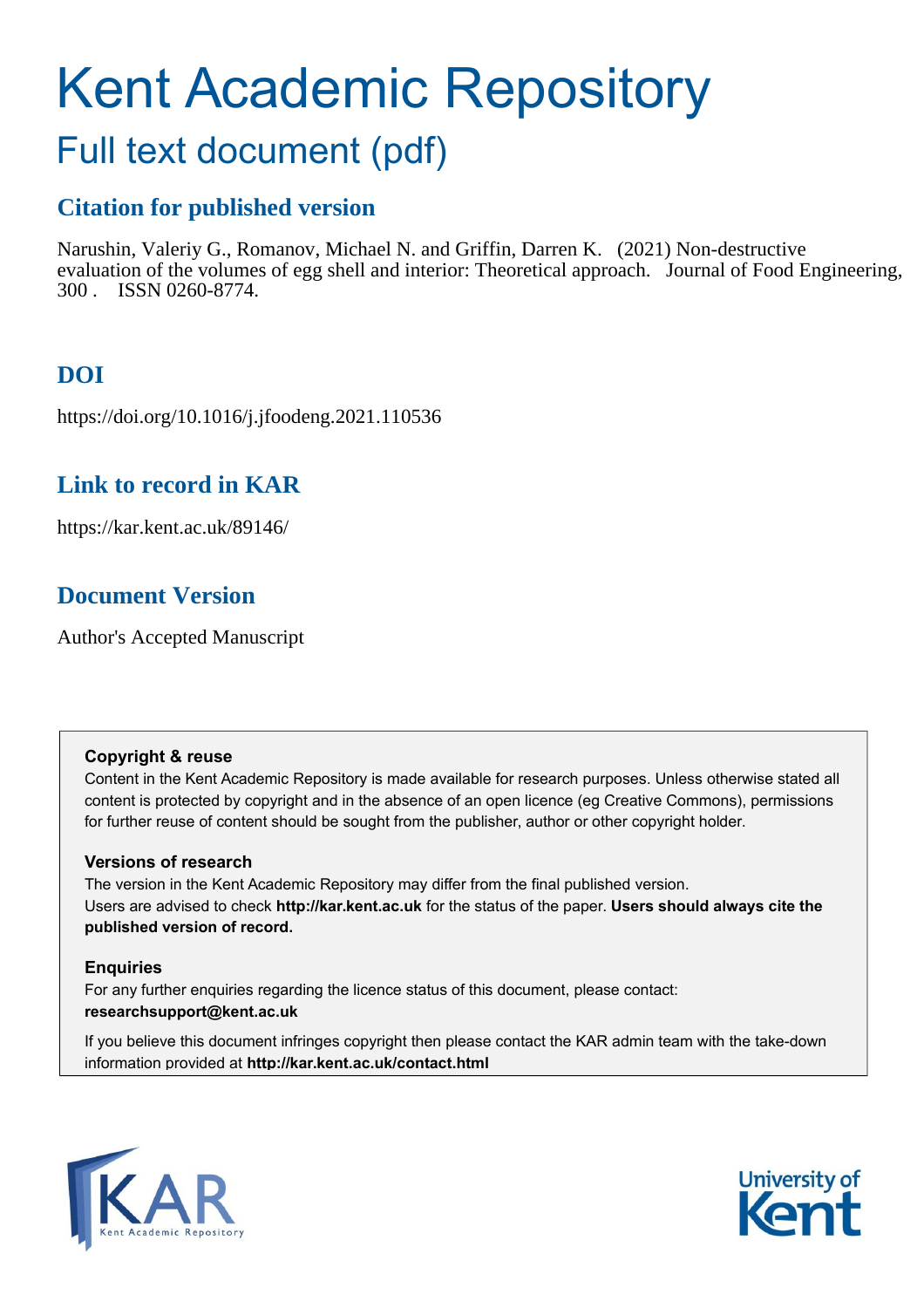# Kent Academic Repository

## Full text document (pdf)

### Citation for published version

Narushin, Valeriy G., Romanov, Michael N. and Griffin, Darren K. (2021) Non-destructive evaluation of the volumes of egg shell and interior: Theoretical approach. Journal of Food Engineering, 300 . ISSN 0260-8774.

### DOI

https://doi.org/10.1016/j.jfoodeng.2021.110536

### Link to record in KAR

https://kar.kent.ac.uk/89146/

### Document Version

Author's Accepted Manuscript

**Copyright & reuse**

Content in the Kent Academic Repository is made available for research purposes. Unless otherwise stated all content is protected by copyright and in the absence of an open licence (eg Creative Commons), permissions for further reuse of content should be sought from the publisher, author or other copyright holder.

**Versions of research**

The version in the Kent Academic Repository may differ from the final published version.
Users are advised to check **http://kar.kent.ac.uk** for the status of the paper. **Users should always cite the published version of record.**

**Enquiries**

For any further enquiries regarding the licence status of this document, please contact:
**researchsupport@kent.ac.uk**

If you believe this document infringes copyright then please contact the KAR admin team with the take-down information provided at **http://kar.kent.ac.uk/contact.html**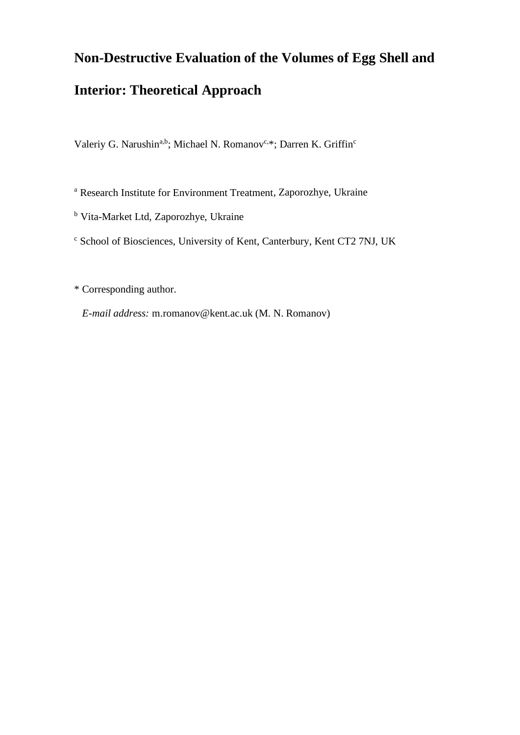# Non-Destructive Evaluation of the Volumes of Egg Shell and Interior: Theoretical Approach

Valeriy G. Narushin[a,b]; Michael N. Romanov[c,*]; Darren K. Griffin[c]

[a] Research Institute for Environment Treatment, Zaporozhye, Ukraine

[b] Vita-Market Ltd, Zaporozhye, Ukraine

[c] School of Biosciences, University of Kent, Canterbury, Kent CT2 7NJ, UK

* Corresponding author.

*E-mail address:* m.romanov@kent.ac.uk (M. N. Romanov)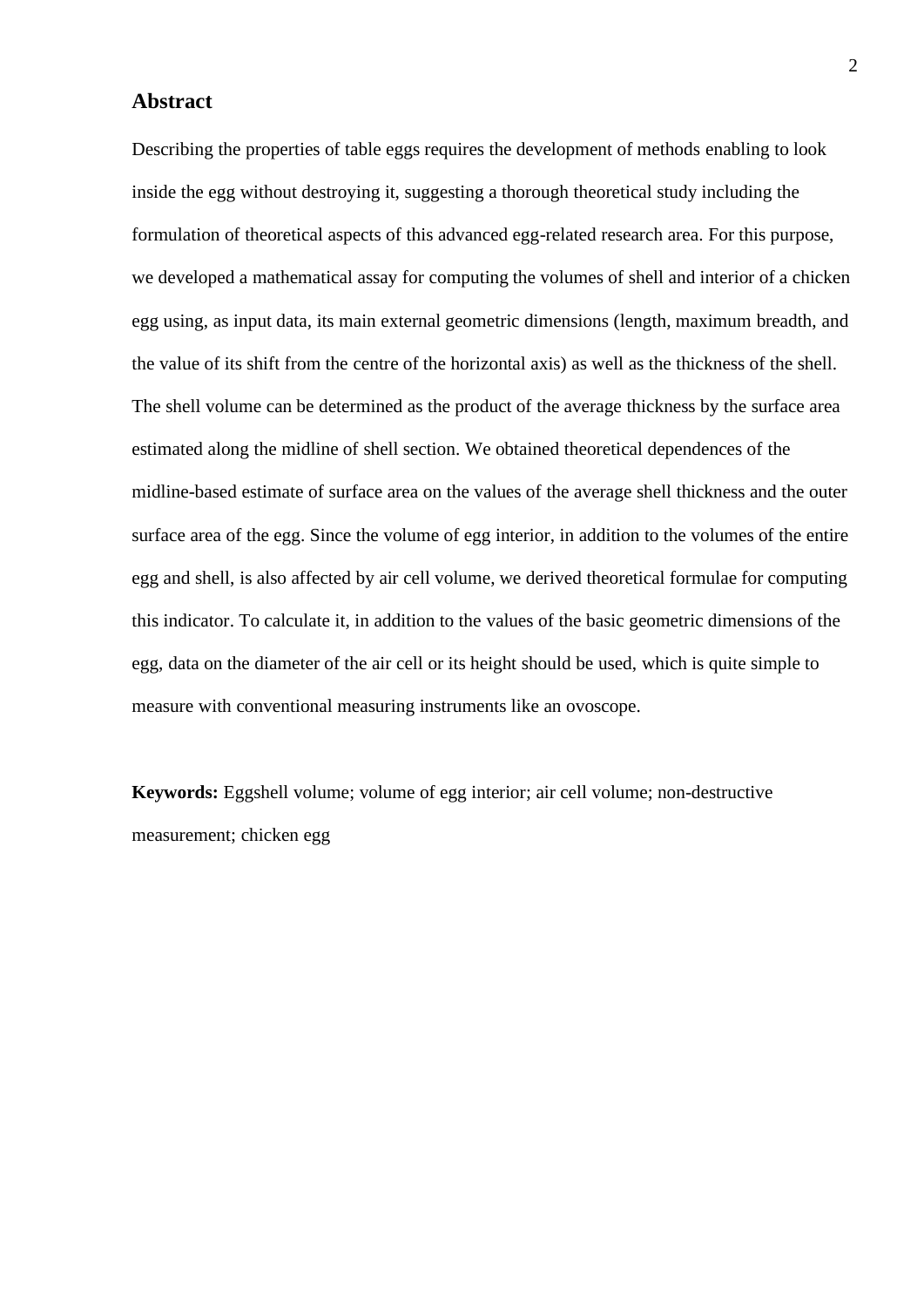## Abstract

Describing the properties of table eggs requires the development of methods enabling to look inside the egg without destroying it, suggesting a thorough theoretical study including the formulation of theoretical aspects of this advanced egg-related research area. For this purpose, we developed a mathematical assay for computing the volumes of shell and interior of a chicken egg using, as input data, its main external geometric dimensions (length, maximum breadth, and the value of its shift from the centre of the horizontal axis) as well as the thickness of the shell. The shell volume can be determined as the product of the average thickness by the surface area estimated along the midline of shell section. We obtained theoretical dependences of the midline-based estimate of surface area on the values of the average shell thickness and the outer surface area of the egg. Since the volume of egg interior, in addition to the volumes of the entire egg and shell, is also affected by air cell volume, we derived theoretical formulae for computing this indicator. To calculate it, in addition to the values of the basic geometric dimensions of the egg, data on the diameter of the air cell or its height should be used, which is quite simple to measure with conventional measuring instruments like an ovoscope.

**Keywords:** Eggshell volume; volume of egg interior; air cell volume; non-destructive measurement; chicken egg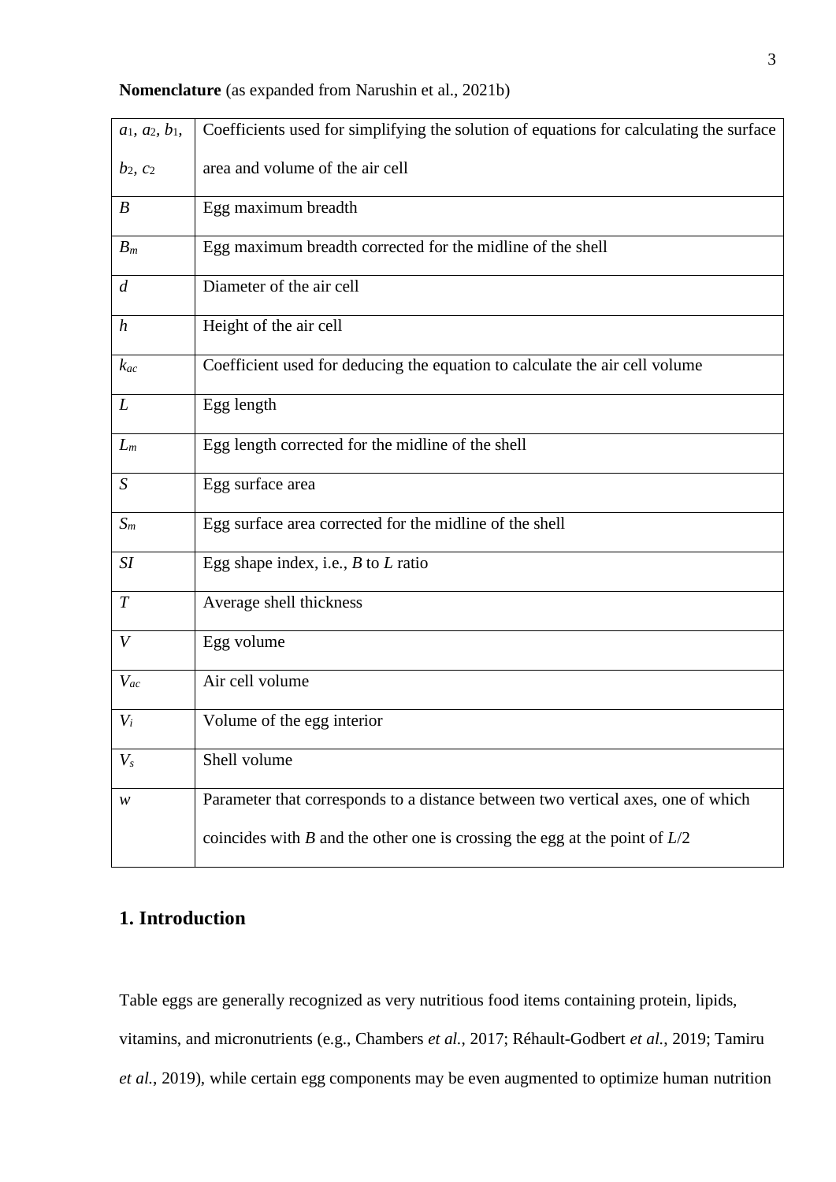**Nomenclature** (as expanded from Narushin et al., 2021b)

| | |
|---|---|
| $a_1$, $a_2$, $b_1$, $b_2$, $c_2$ | Coefficients used for simplifying the solution of equations for calculating the surface area and volume of the air cell |
| $B$ | Egg maximum breadth |
| $B_m$ | Egg maximum breadth corrected for the midline of the shell |
| $d$ | Diameter of the air cell |
| $h$ | Height of the air cell |
| $k_{ac}$ | Coefficient used for deducing the equation to calculate the air cell volume |
| $L$ | Egg length |
| $L_m$ | Egg length corrected for the midline of the shell |
| $S$ | Egg surface area |
| $S_m$ | Egg surface area corrected for the midline of the shell |
| $SI$ | Egg shape index, i.e., $B$ to $L$ ratio |
| $T$ | Average shell thickness |
| $V$ | Egg volume |
| $V_{ac}$ | Air cell volume |
| $V_i$ | Volume of the egg interior |
| $V_s$ | Shell volume |
| $w$ | Parameter that corresponds to a distance between two vertical axes, one of which coincides with $B$ and the other one is crossing the egg at the point of $L/2$ |

## 1. Introduction

Table eggs are generally recognized as very nutritious food items containing protein, lipids, vitamins, and micronutrients (e.g., Chambers *et al.*, 2017; Réhault-Godbert *et al.*, 2019; Tamiru *et al.*, 2019), while certain egg components may be even augmented to optimize human nutrition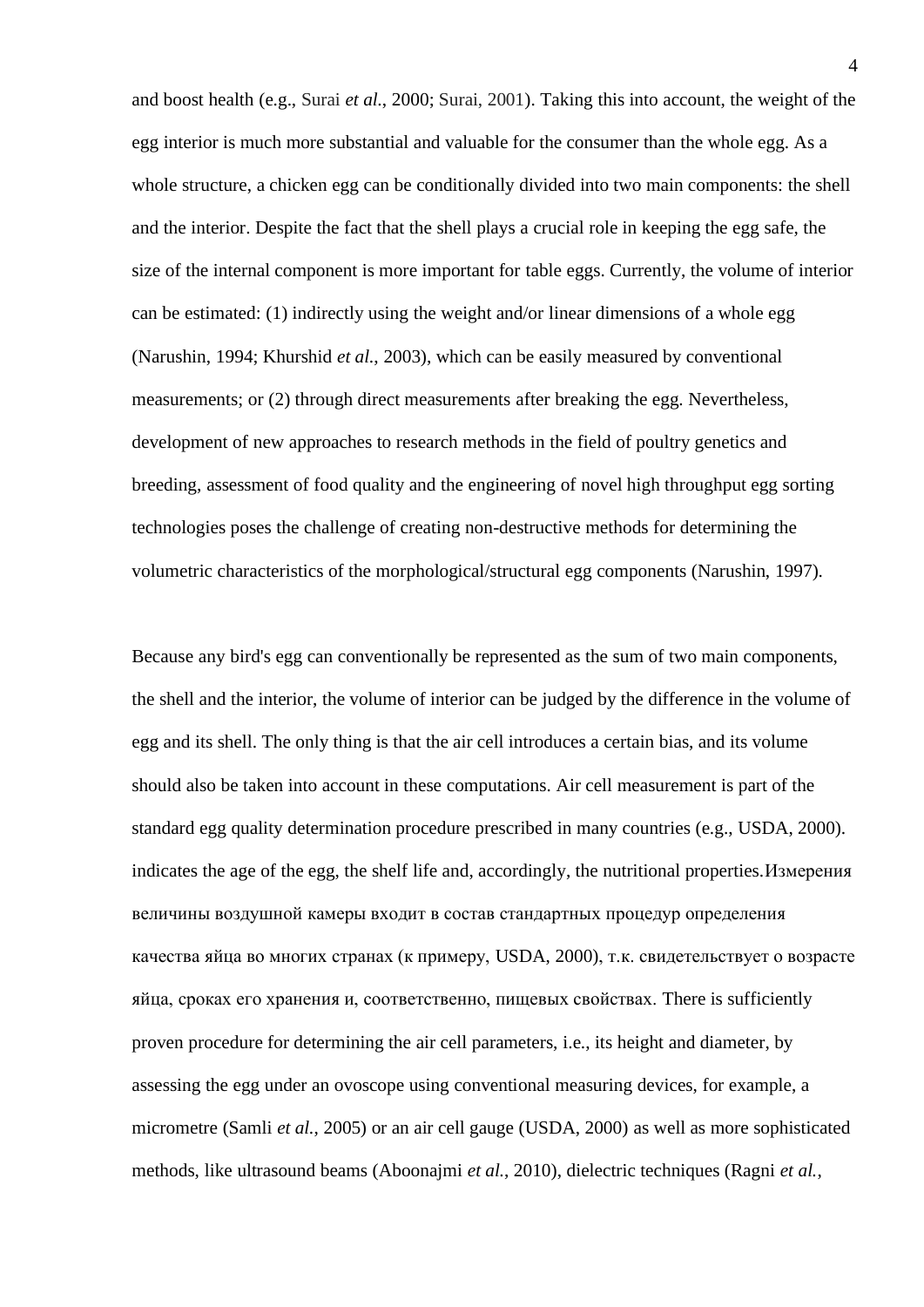and boost health (e.g., Surai *et al.*, 2000; Surai, 2001). Taking this into account, the weight of the egg interior is much more substantial and valuable for the consumer than the whole egg. As a whole structure, a chicken egg can be conditionally divided into two main components: the shell and the interior. Despite the fact that the shell plays a crucial role in keeping the egg safe, the size of the internal component is more important for table eggs. Currently, the volume of interior can be estimated: (1) indirectly using the weight and/or linear dimensions of a whole egg (Narushin, 1994; Khurshid *et al.*, 2003), which can be easily measured by conventional measurements; or (2) through direct measurements after breaking the egg. Nevertheless, development of new approaches to research methods in the field of poultry genetics and breeding, assessment of food quality and the engineering of novel high throughput egg sorting technologies poses the challenge of creating non-destructive methods for determining the volumetric characteristics of the morphological/structural egg components (Narushin, 1997).

Because any bird's egg can conventionally be represented as the sum of two main components, the shell and the interior, the volume of interior can be judged by the difference in the volume of egg and its shell. The only thing is that the air cell introduces a certain bias, and its volume should also be taken into account in these computations. Air cell measurement is part of the standard egg quality determination procedure prescribed in many countries (e.g., USDA, 2000). indicates the age of the egg, the shelf life and, accordingly, the nutritional properties.Измерения величины воздушной камеры входит в состав стандартных процедур определения качества яйца во многих странах (к примеру, USDA, 2000), т.к. свидетельствует о возрасте яйца, сроках его хранения и, соответственно, пищевых свойствах. There is sufficiently proven procedure for determining the air cell parameters, i.e., its height and diameter, by assessing the egg under an ovoscope using conventional measuring devices, for example, a micrometre (Samli *et al.*, 2005) or an air cell gauge (USDA, 2000) as well as more sophisticated methods, like ultrasound beams (Aboonajmi *et al.*, 2010), dielectric techniques (Ragni *et al.*,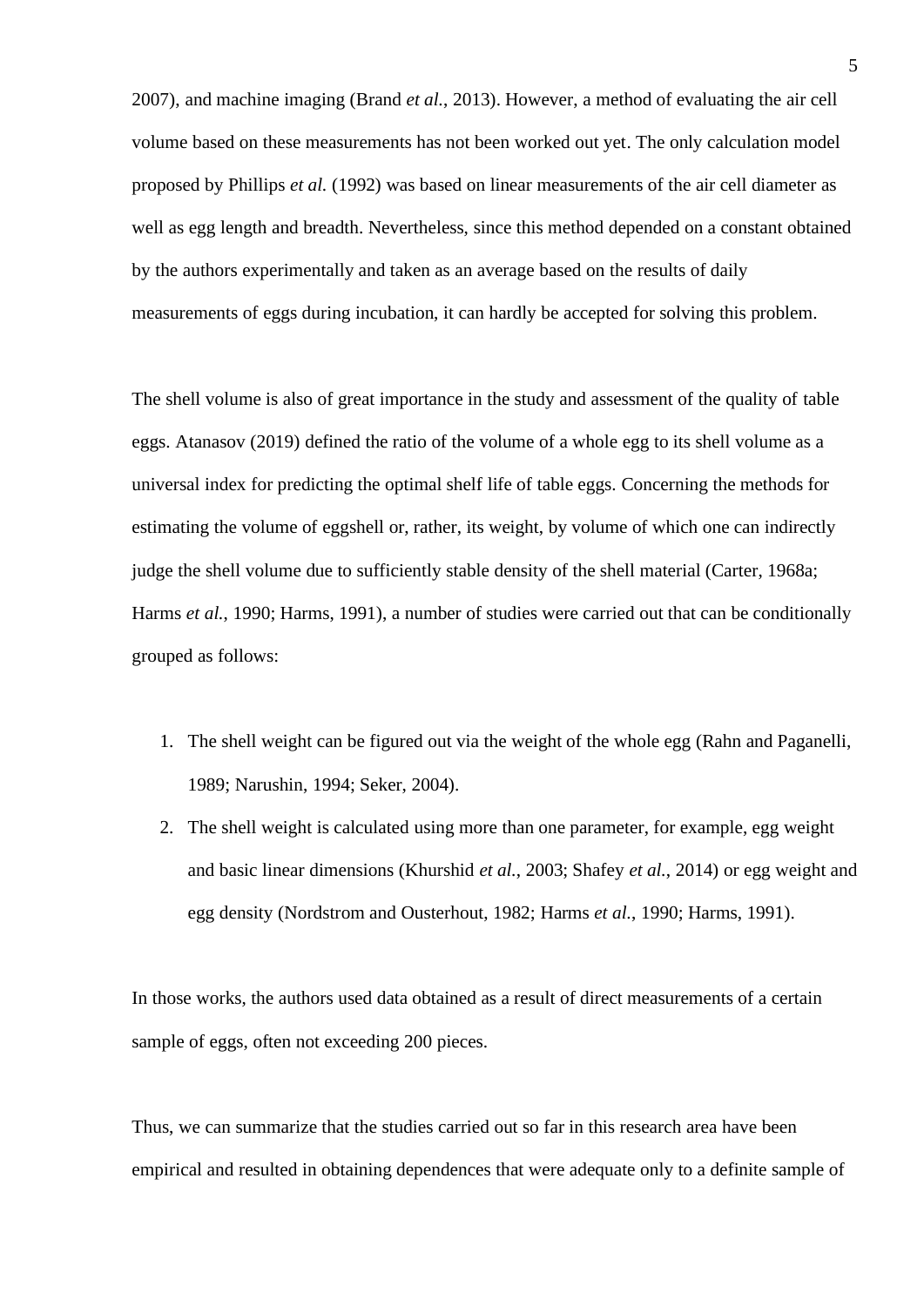2007), and machine imaging (Brand *et al.*, 2013). However, a method of evaluating the air cell volume based on these measurements has not been worked out yet. The only calculation model proposed by Phillips *et al.* (1992) was based on linear measurements of the air cell diameter as well as egg length and breadth. Nevertheless, since this method depended on a constant obtained by the authors experimentally and taken as an average based on the results of daily measurements of eggs during incubation, it can hardly be accepted for solving this problem.

The shell volume is also of great importance in the study and assessment of the quality of table eggs. Atanasov (2019) defined the ratio of the volume of a whole egg to its shell volume as a universal index for predicting the optimal shelf life of table eggs. Concerning the methods for estimating the volume of eggshell or, rather, its weight, by volume of which one can indirectly judge the shell volume due to sufficiently stable density of the shell material (Carter, 1968a; Harms *et al.*, 1990; Harms, 1991), a number of studies were carried out that can be conditionally grouped as follows:

1. The shell weight can be figured out via the weight of the whole egg (Rahn and Paganelli, 1989; Narushin, 1994; Seker, 2004).
2. The shell weight is calculated using more than one parameter, for example, egg weight and basic linear dimensions (Khurshid *et al.*, 2003; Shafey *et al.*, 2014) or egg weight and egg density (Nordstrom and Ousterhout, 1982; Harms *et al.*, 1990; Harms, 1991).

In those works, the authors used data obtained as a result of direct measurements of a certain sample of eggs, often not exceeding 200 pieces.

Thus, we can summarize that the studies carried out so far in this research area have been empirical and resulted in obtaining dependences that were adequate only to a definite sample of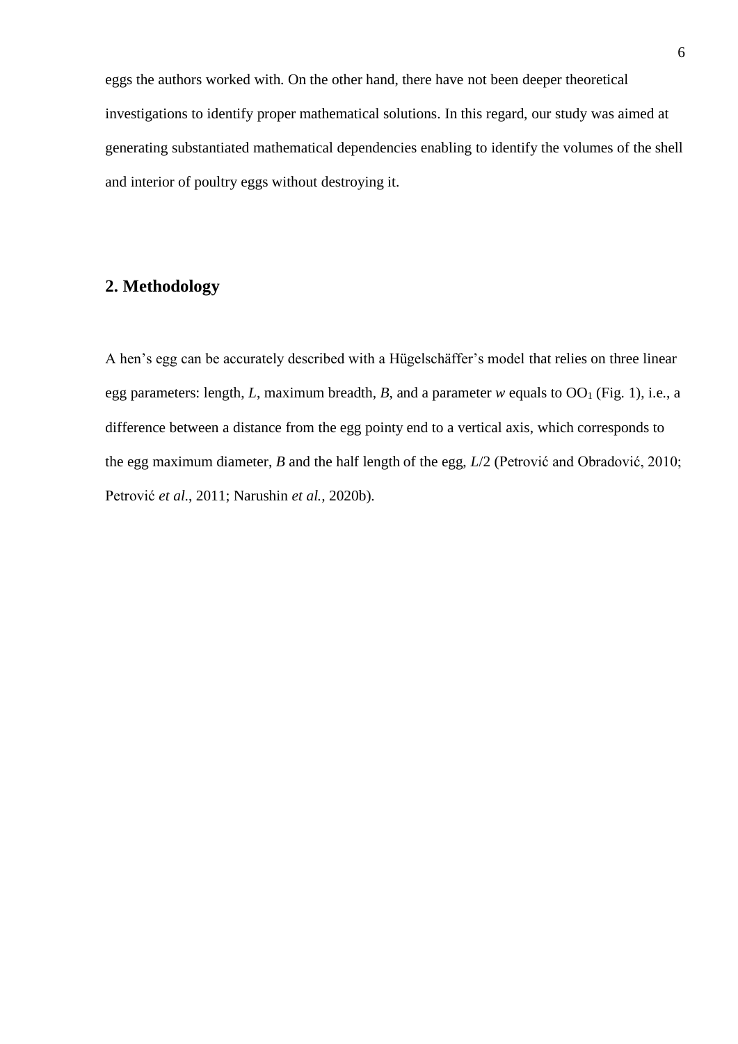eggs the authors worked with. On the other hand, there have not been deeper theoretical investigations to identify proper mathematical solutions. In this regard, our study was aimed at generating substantiated mathematical dependencies enabling to identify the volumes of the shell and interior of poultry eggs without destroying it.

## 2. Methodology

A hen's egg can be accurately described with a Hügelschäffer's model that relies on three linear egg parameters: length, $L$, maximum breadth, $B$, and a parameter $w$ equals to $OO_1$ (Fig. 1), i.e., a difference between a distance from the egg pointy end to a vertical axis, which corresponds to the egg maximum diameter, $B$ and the half length of the egg, $L/2$ (Petrović and Obradović, 2010; Petrović *et al.*, 2011; Narushin *et al.*, 2020b).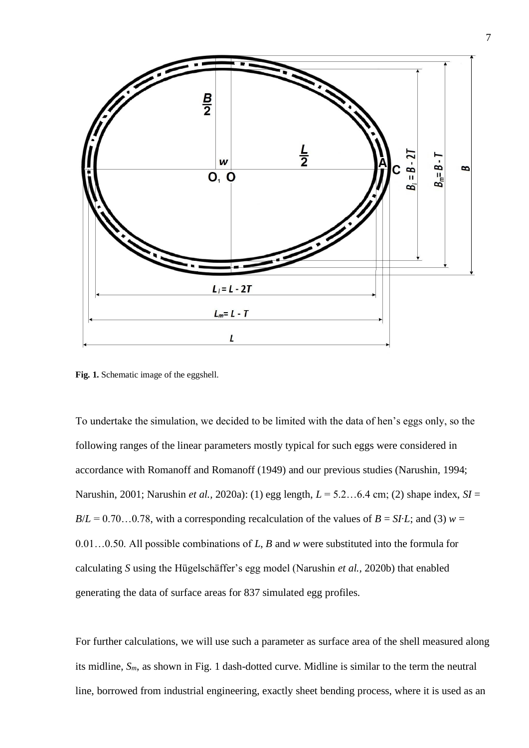**Fig. 1.** Schematic image of the eggshell.

To undertake the simulation, we decided to be limited with the data of hen's eggs only, so the following ranges of the linear parameters mostly typical for such eggs were considered in accordance with Romanoff and Romanoff (1949) and our previous studies (Narushin, 1994; Narushin, 2001; Narushin *et al.,* 2020a): (1) egg length, $L = 5.2…6.4$ cm; (2) shape index, $SI = B/L = 0.70…0.78$, with a corresponding recalculation of the values of $B = SI{\cdot}L$; and (3) $w = 0.01…0.50$. All possible combinations of $L$, $B$ and $w$ were substituted into the formula for calculating $S$ using the Hügelschäffer's egg model (Narushin *et al.,* 2020b) that enabled generating the data of surface areas for 837 simulated egg profiles.

For further calculations, we will use such a parameter as surface area of the shell measured along its midline, $S_m$, as shown in Fig. 1 dash-dotted curve. Midline is similar to the term the neutral line, borrowed from industrial engineering, exactly sheet bending process, where it is used as an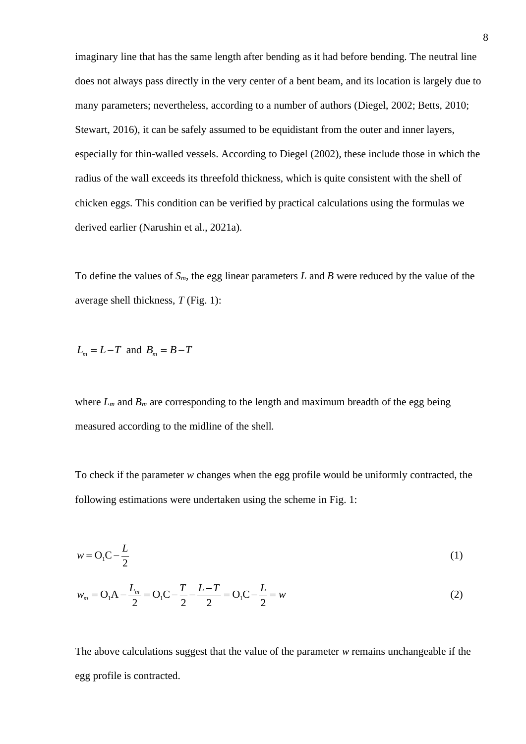imaginary line that has the same length after bending as it had before bending. The neutral line does not always pass directly in the very center of a bent beam, and its location is largely due to many parameters; nevertheless, according to a number of authors (Diegel, 2002; Betts, 2010; Stewart, 2016), it can be safely assumed to be equidistant from the outer and inner layers, especially for thin-walled vessels. According to Diegel (2002), these include those in which the radius of the wall exceeds its threefold thickness, which is quite consistent with the shell of chicken eggs. This condition can be verified by practical calculations using the formulas we derived earlier (Narushin et al., 2021a).

To define the values of $S_m$, the egg linear parameters $L$ and $B$ were reduced by the value of the average shell thickness, $T$ (Fig. 1):

$$L_m = L - T \text{ and } B_m = B - T$$

where $L_m$ and $B_m$ are corresponding to the length and maximum breadth of the egg being measured according to the midline of the shell.

To check if the parameter $w$ changes when the egg profile would be uniformly contracted, the following estimations were undertaken using the scheme in Fig. 1:

$$w = \mathrm{O_1C} - \frac{L}{2} \tag{1}$$

$$w_m = \mathrm{O_1A} - \frac{L_m}{2} = \mathrm{O_1C} - \frac{T}{2} - \frac{L-T}{2} = \mathrm{O_1C} - \frac{L}{2} = w \tag{2}$$

The above calculations suggest that the value of the parameter $w$ remains unchangeable if the egg profile is contracted.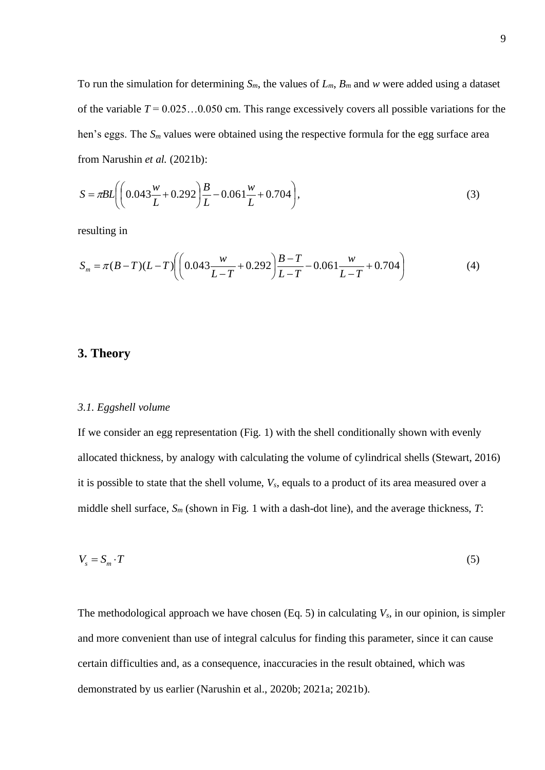To run the simulation for determining $S_m$, the values of $L_m$, $B_m$ and $w$ were added using a dataset of the variable $T$ = 0.025…0.050 cm. This range excessively covers all possible variations for the hen's eggs. The $S_m$ values were obtained using the respective formula for the egg surface area from Narushin *et al.* (2021b):

$$S = \pi BL\left(\left(0.043\frac{w}{L}+0.292\right)\frac{B}{L}-0.061\frac{w}{L}+0.704\right), \tag{3}$$

resulting in

$$S_m = \pi(B-T)(L-T)\left(\left(0.043\frac{w}{L-T}+0.292\right)\frac{B-T}{L-T}-0.061\frac{w}{L-T}+0.704\right) \tag{4}$$

## 3. Theory

### *3.1. Eggshell volume*

If we consider an egg representation (Fig. 1) with the shell conditionally shown with evenly allocated thickness, by analogy with calculating the volume of cylindrical shells (Stewart, 2016) it is possible to state that the shell volume, $V_s$, equals to a product of its area measured over a middle shell surface, $S_m$ (shown in Fig. 1 with a dash-dot line), and the average thickness, $T$:

$$V_s = S_m \cdot T \tag{5}$$

The methodological approach we have chosen (Eq. 5) in calculating $V_s$, in our opinion, is simpler and more convenient than use of integral calculus for finding this parameter, since it can cause certain difficulties and, as a consequence, inaccuracies in the result obtained, which was demonstrated by us earlier (Narushin et al., 2020b; 2021a; 2021b).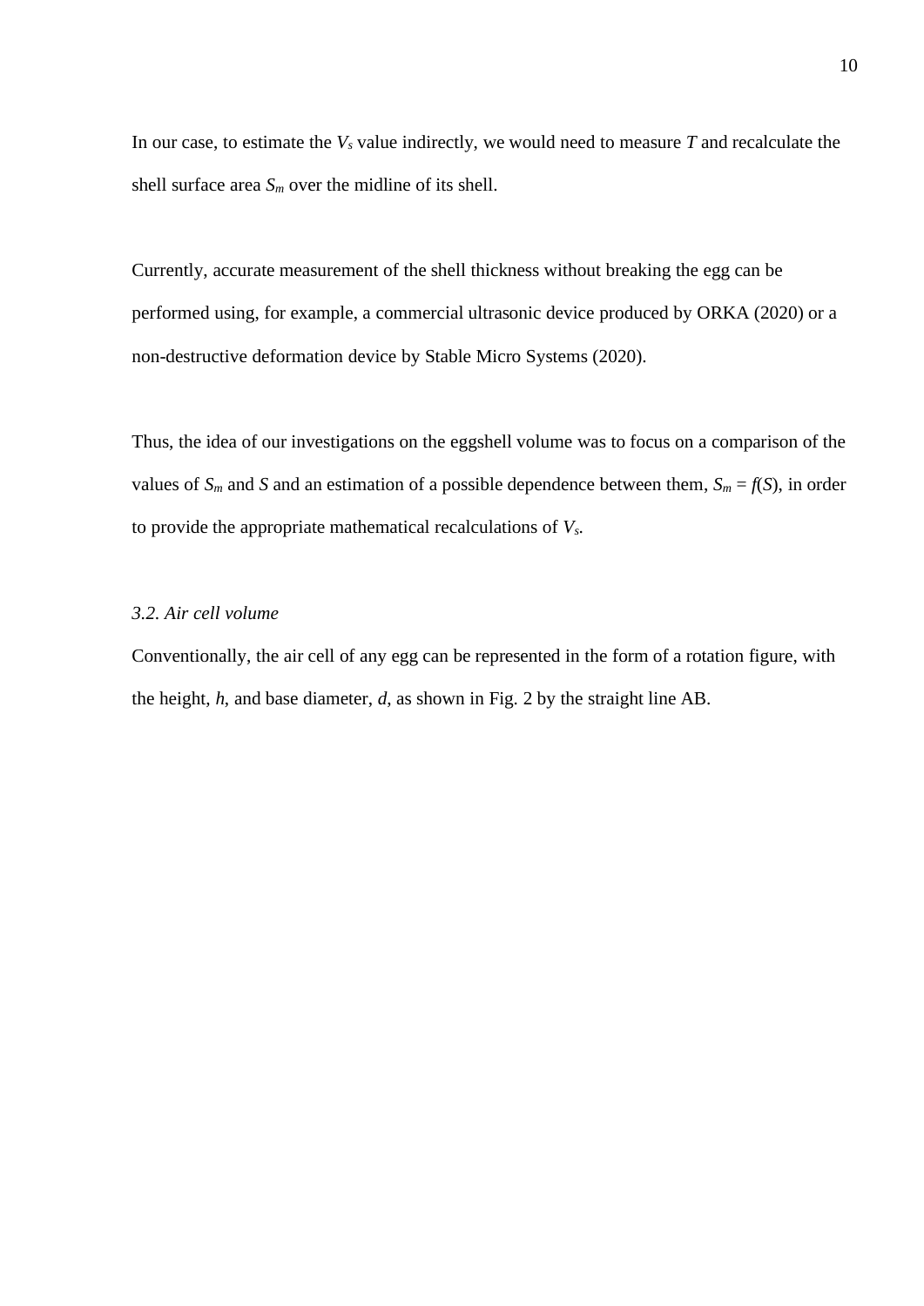In our case, to estimate the $V_s$ value indirectly, we would need to measure $T$ and recalculate the shell surface area $S_m$ over the midline of its shell.

Currently, accurate measurement of the shell thickness without breaking the egg can be performed using, for example, a commercial ultrasonic device produced by ORKA (2020) or a non-destructive deformation device by Stable Micro Systems (2020).

Thus, the idea of our investigations on the eggshell volume was to focus on a comparison of the values of $S_m$ and $S$ and an estimation of a possible dependence between them, $S_m = f(S)$, in order to provide the appropriate mathematical recalculations of $V_s$.

### *3.2. Air cell volume*

Conventionally, the air cell of any egg can be represented in the form of a rotation figure, with the height, $h$, and base diameter, $d$, as shown in Fig. 2 by the straight line AB.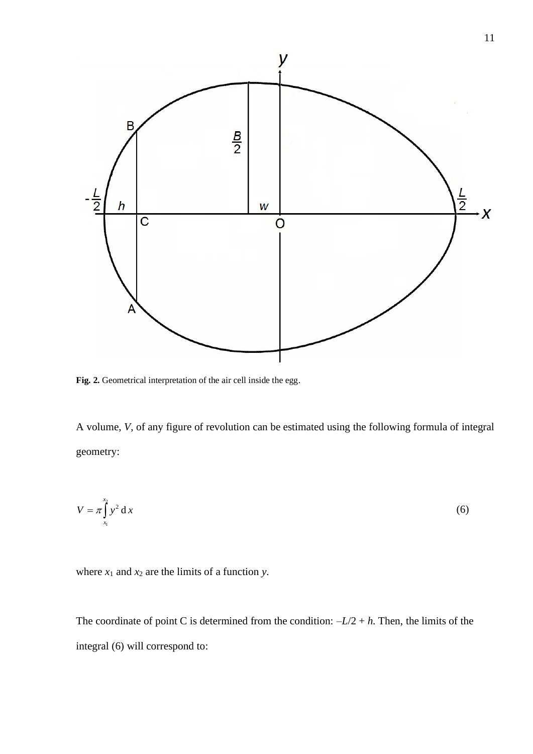**Fig. 2.** Geometrical interpretation of the air cell inside the egg.

A volume, $V$, of any figure of revolution can be estimated using the following formula of integral geometry:

$$V = \pi \int_{x_1}^{x_2} y^2 \, \mathrm{d}\, x \tag{6}$$

where $x_1$ and $x_2$ are the limits of a function $y$.

The coordinate of point C is determined from the condition: $-L/2 + h$. Then, the limits of the integral (6) will correspond to: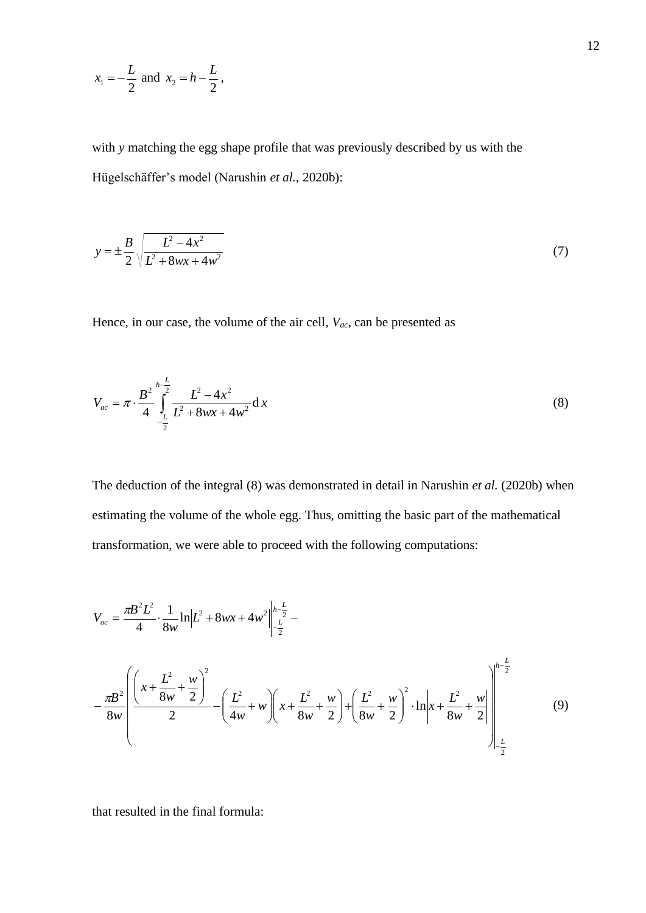$x_1 = -\frac{L}{2}$ and $x_2 = h - \frac{L}{2}$,

with $y$ matching the egg shape profile that was previously described by us with the Hügelschäffer's model (Narushin *et al.*, 2020b):

$$y = \pm \frac{B}{2}\sqrt{\frac{L^2 - 4x^2}{L^2 + 8wx + 4w^2}} \tag{7}$$

Hence, in our case, the volume of the air cell, $V_{ac}$, can be presented as

$$V_{ac} = \pi \cdot \frac{B^2}{4}\int_{-\frac{L}{2}}^{h-\frac{L}{2}} \frac{L^2 - 4x^2}{L^2 + 8wx + 4w^2}\,\mathrm{d}\,x \tag{8}$$

The deduction of the integral (8) was demonstrated in detail in Narushin *et al.* (2020b) when estimating the volume of the whole egg. Thus, omitting the basic part of the mathematical transformation, we were able to proceed with the following computations:

$$V_{ac} = \frac{\pi B^2 L^2}{4} \cdot \frac{1}{8w}\ln\left|L^2 + 8wx + 4w^2\right|\Bigg|_{-\frac{L}{2}}^{h-\frac{L}{2}} -$$

$$-\frac{\pi B^2}{8w}\left(\frac{\left(x + \frac{L^2}{8w} + \frac{w}{2}\right)^2}{2} - \left(\frac{L^2}{4w} + w\right)\left(x + \frac{L^2}{8w} + \frac{w}{2}\right) + \left(\frac{L^2}{8w} + \frac{w}{2}\right)^2 \cdot \ln\left|x + \frac{L^2}{8w} + \frac{w}{2}\right|\right)\Bigg|_{-\frac{L}{2}}^{h-\frac{L}{2}} \tag{9}$$

that resulted in the final formula: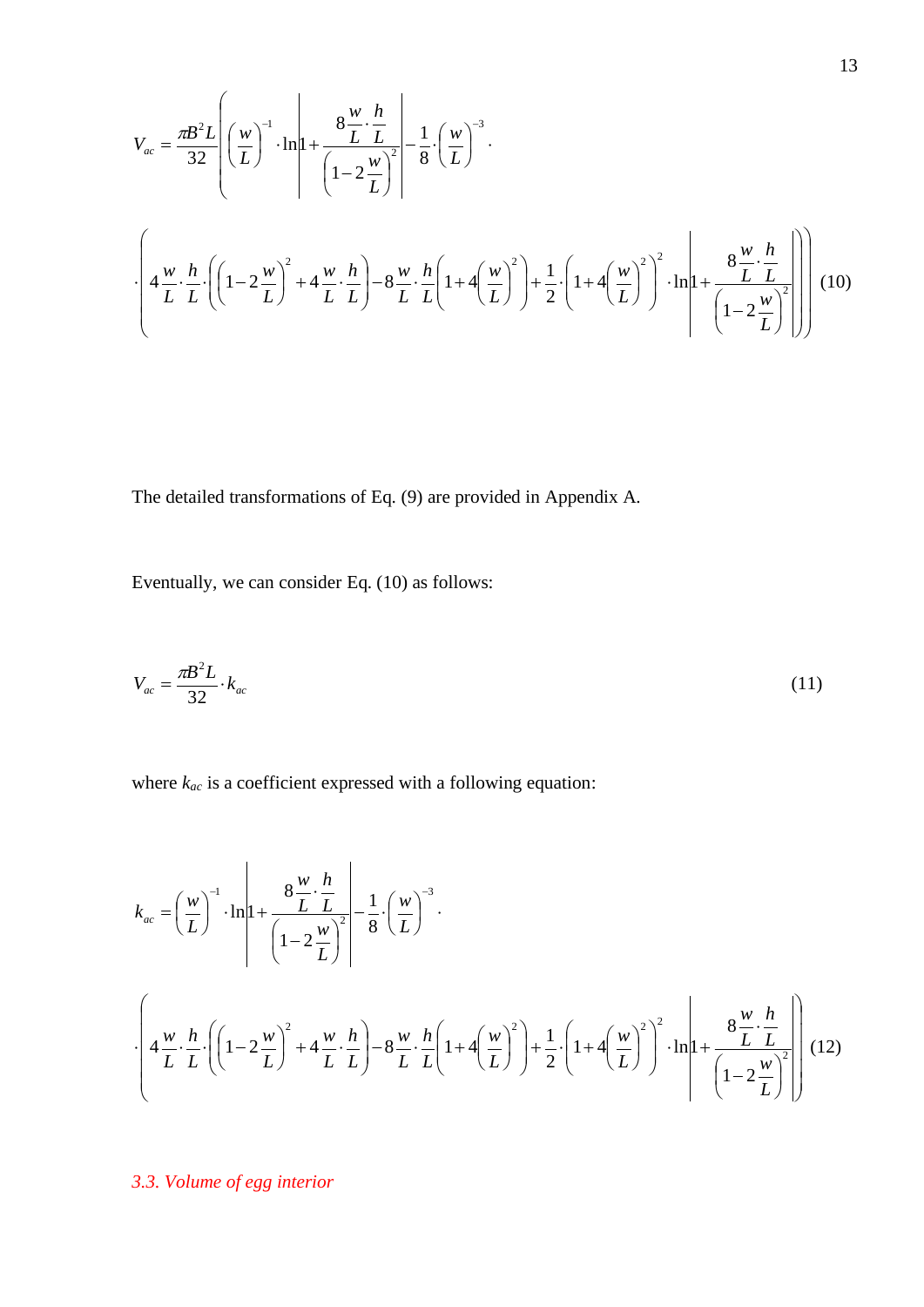$$V_{ac} = \frac{\pi B^2 L}{32} \left( \left( \frac{w}{L} \right)^{-1} \cdot \ln \left| 1 + \frac{8 \frac{w}{L} \cdot \frac{h}{L}}{\left( 1 - 2\frac{w}{L} \right)^2} \right| - \frac{1}{8} \cdot \left( \frac{w}{L} \right)^{-3} \cdot \right.$$

$$\left. \cdot \left( 4\frac{w}{L} \cdot \frac{h}{L} \cdot \left( \left( 1 - 2\frac{w}{L} \right)^2 + 4\frac{w}{L} \cdot \frac{h}{L} \right) - 8\frac{w}{L} \cdot \frac{h}{L} \left( 1 + 4\left( \frac{w}{L} \right)^2 \right) + \frac{1}{2} \cdot \left( 1 + 4\left( \frac{w}{L} \right)^2 \right)^2 \cdot \ln \left| 1 + \frac{8 \frac{w}{L} \cdot \frac{h}{L}}{\left( 1 - 2\frac{w}{L} \right)^2} \right| \right) \right) \quad (10)$$

The detailed transformations of Eq. (9) are provided in Appendix A.

Eventually, we can consider Eq. (10) as follows:

$$V_{ac} = \frac{\pi B^2 L}{32} \cdot k_{ac} \quad (11)$$

where $k_{ac}$ is a coefficient expressed with a following equation:

$$k_{ac} = \left( \frac{w}{L} \right)^{-1} \cdot \ln \left| 1 + \frac{8 \frac{w}{L} \cdot \frac{h}{L}}{\left( 1 - 2\frac{w}{L} \right)^2} \right| - \frac{1}{8} \cdot \left( \frac{w}{L} \right)^{-3} \cdot$$

$$\cdot \left( 4\frac{w}{L} \cdot \frac{h}{L} \cdot \left( \left( 1 - 2\frac{w}{L} \right)^2 + 4\frac{w}{L} \cdot \frac{h}{L} \right) - 8\frac{w}{L} \cdot \frac{h}{L} \left( 1 + 4\left( \frac{w}{L} \right)^2 \right) + \frac{1}{2} \cdot \left( 1 + 4\left( \frac{w}{L} \right)^2 \right)^2 \cdot \ln \left| 1 + \frac{8 \frac{w}{L} \cdot \frac{h}{L}}{\left( 1 - 2\frac{w}{L} \right)^2} \right| \right) \quad (12)$$

### *3.3. Volume of egg interior*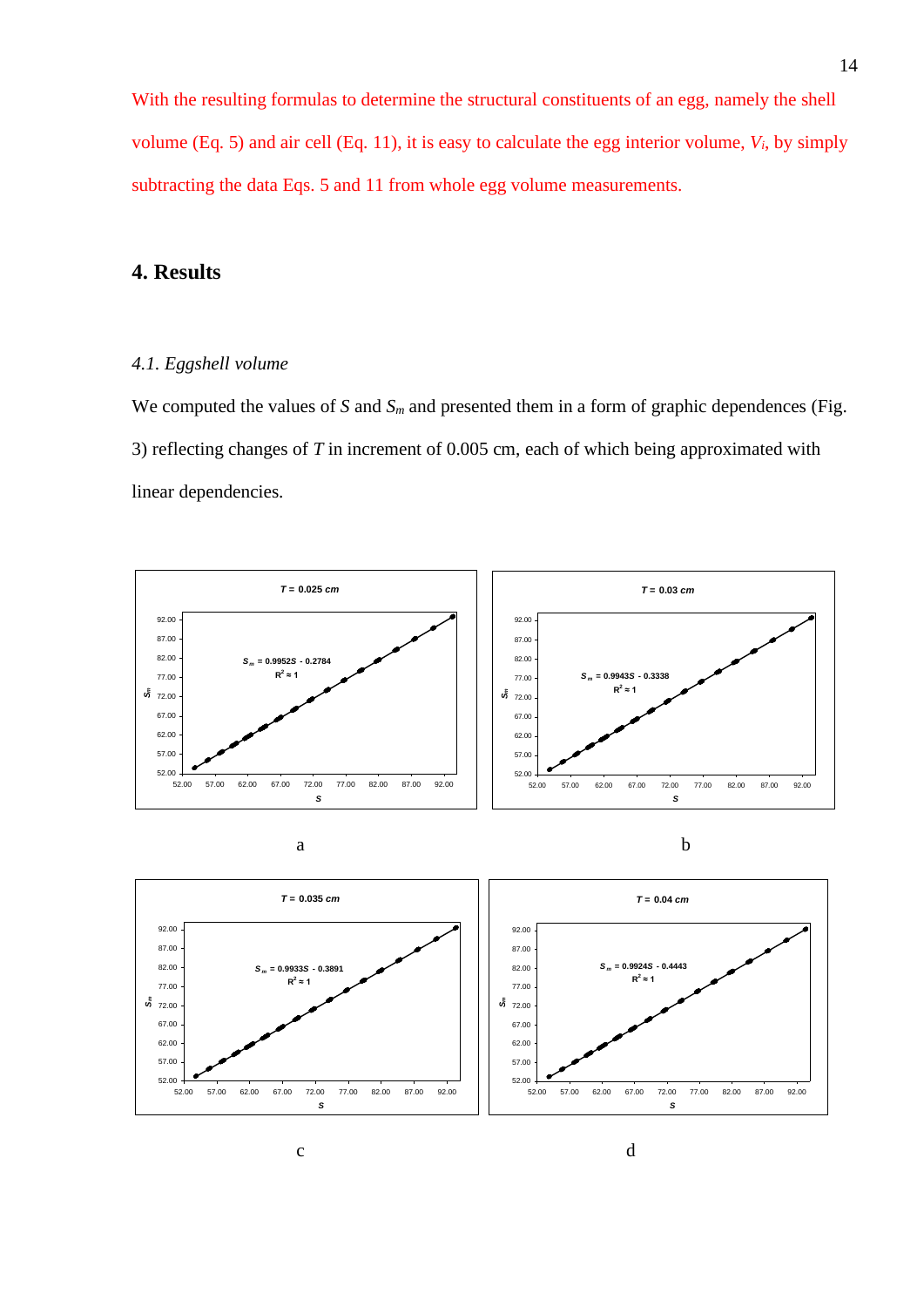With the resulting formulas to determine the structural constituents of an egg, namely the shell volume (Eq. 5) and air cell (Eq. 11), it is easy to calculate the egg interior volume, $V_i$, by simply subtracting the data Eqs. 5 and 11 from whole egg volume measurements.

## 4. Results

### *4.1. Eggshell volume*

We computed the values of $S$ and $S_m$ and presented them in a form of graphic dependences (Fig. 3) reflecting changes of $T$ in increment of 0.005 cm, each of which being approximated with linear dependencies.

$T$ = 0.025 cm

$S_m = 0.9952S - 0.2784$

$R^2 \approx 1$

a

$T$ = 0.03 cm

$S_m = 0.9943S - 0.3338$

$R^2 \approx 1$

b

$T$ = 0.035 cm

$S_m = 0.9933S - 0.3891$

$R^2 \approx 1$

c

$T$ = 0.04 cm

$S_m = 0.9924S - 0.4443$

$R^2 \approx 1$

d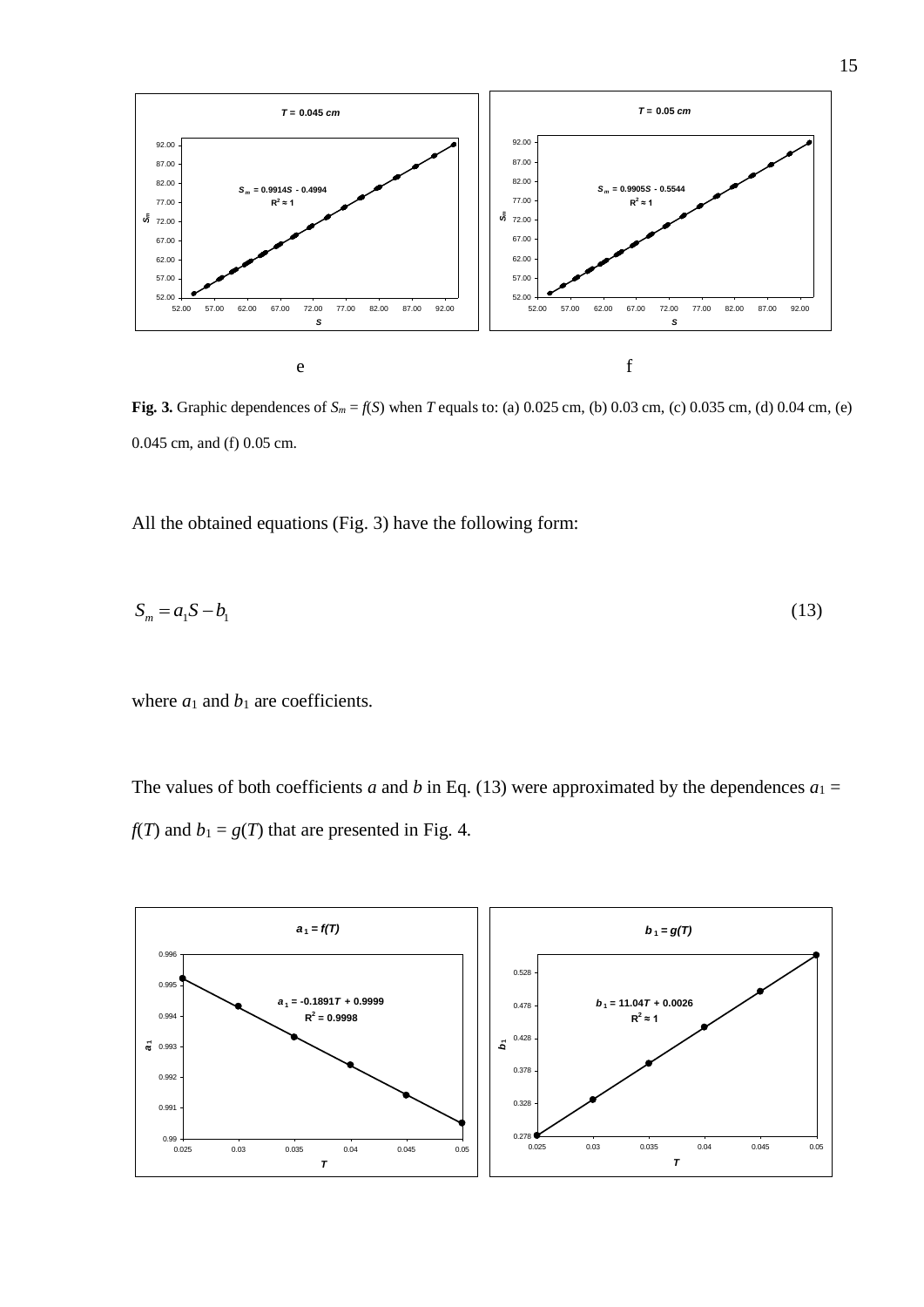e f

**Fig. 3.** Graphic dependences of $S_m = f(S)$ when $T$ equals to: (a) 0.025 cm, (b) 0.03 cm, (c) 0.035 cm, (d) 0.04 cm, (e) 0.045 cm, and (f) 0.05 cm.

All the obtained equations (Fig. 3) have the following form:

$$S_m = a_1 S - b_1 \tag{13}$$

where $a_1$ and $b_1$ are coefficients.

The values of both coefficients $a$ and $b$ in Eq. (13) were approximated by the dependences $a_1 = f(T)$ and $b_1 = g(T)$ that are presented in Fig. 4.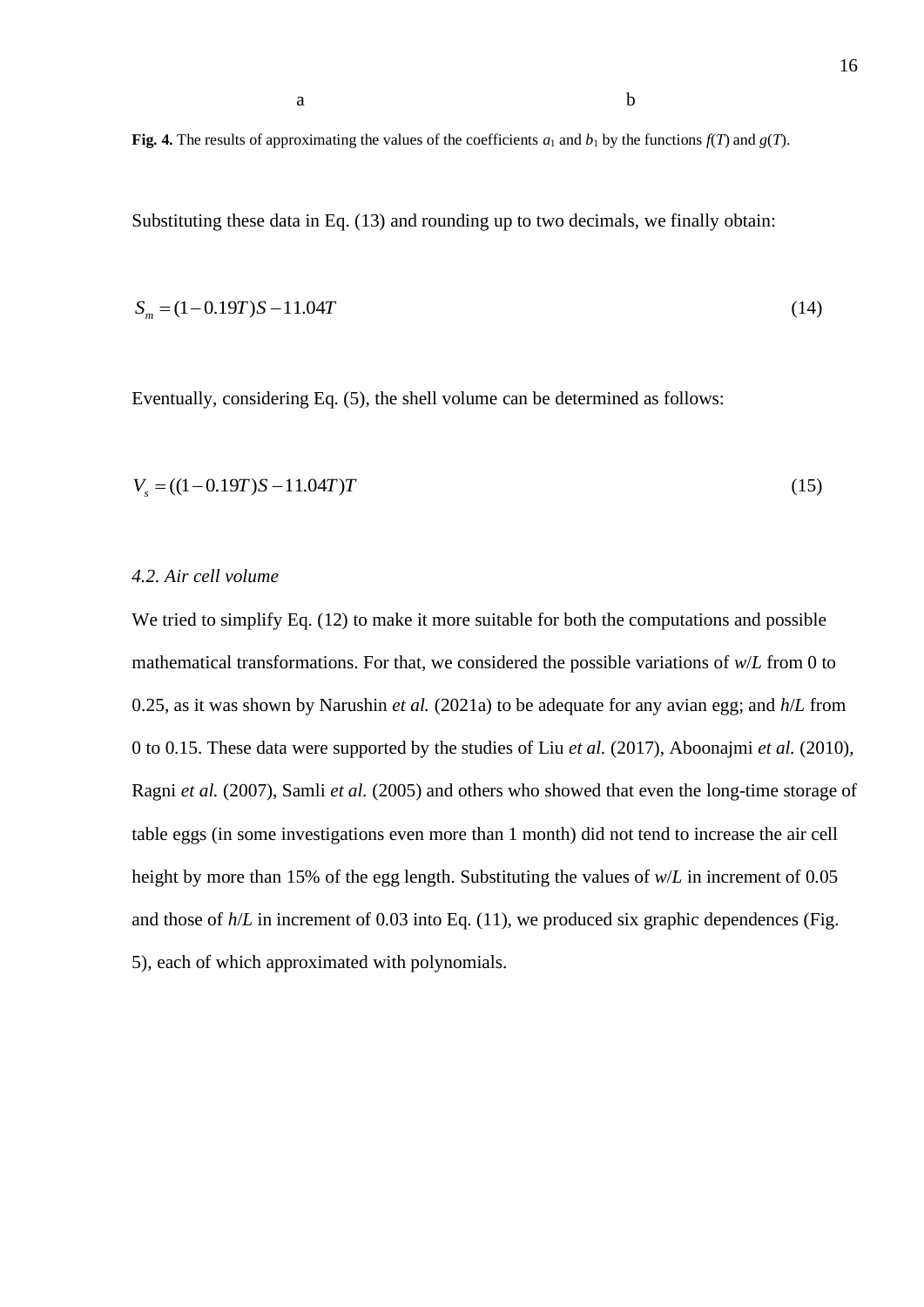a b

**Fig. 4.** The results of approximating the values of the coefficients $a_1$ and $b_1$ by the functions $f(T)$ and $g(T)$.

Substituting these data in Eq. (13) and rounding up to two decimals, we finally obtain:

$$S_m = (1 - 0.19T)S - 11.04T \tag{14}$$

Eventually, considering Eq. (5), the shell volume can be determined as follows:

$$V_s = ((1 - 0.19T)S - 11.04T)T \tag{15}$$

*4.2. Air cell volume*

We tried to simplify Eq. (12) to make it more suitable for both the computations and possible mathematical transformations. For that, we considered the possible variations of $w/L$ from 0 to 0.25, as it was shown by Narushin *et al.* (2021a) to be adequate for any avian egg; and $h/L$ from 0 to 0.15. These data were supported by the studies of Liu *et al.* (2017), Aboonajmi *et al.* (2010), Ragni *et al.* (2007), Samli *et al.* (2005) and others who showed that even the long-time storage of table eggs (in some investigations even more than 1 month) did not tend to increase the air cell height by more than 15% of the egg length. Substituting the values of $w/L$ in increment of 0.05 and those of $h/L$ in increment of 0.03 into Eq. (11), we produced six graphic dependences (Fig. 5), each of which approximated with polynomials.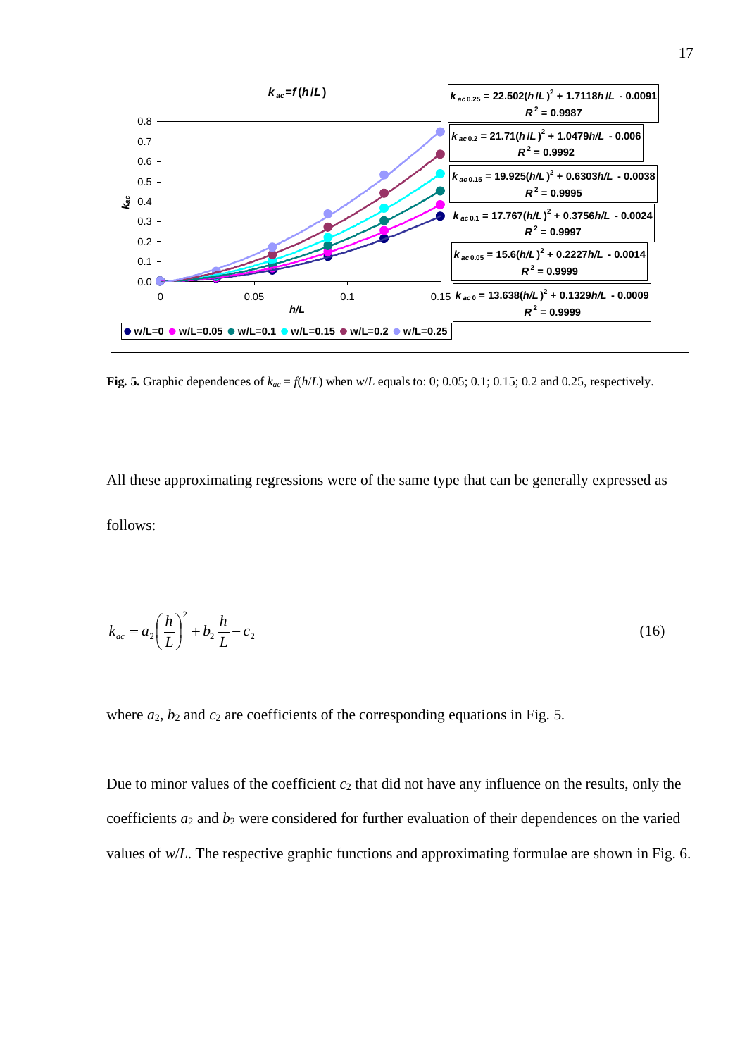**Fig. 5.** Graphic dependences of $k_{ac} = f(h/L)$ when $w/L$ equals to: 0; 0.05; 0.1; 0.15; 0.2 and 0.25, respectively.

All these approximating regressions were of the same type that can be generally expressed as follows:

$$k_{ac} = a_2 \left( \frac{h}{L} \right)^2 + b_2 \frac{h}{L} - c_2 \tag{16}$$

where $a_2$, $b_2$ and $c_2$ are coefficients of the corresponding equations in Fig. 5.

Due to minor values of the coefficient $c_2$ that did not have any influence on the results, only the coefficients $a_2$ and $b_2$ were considered for further evaluation of their dependences on the varied values of $w/L$. The respective graphic functions and approximating formulae are shown in Fig. 6.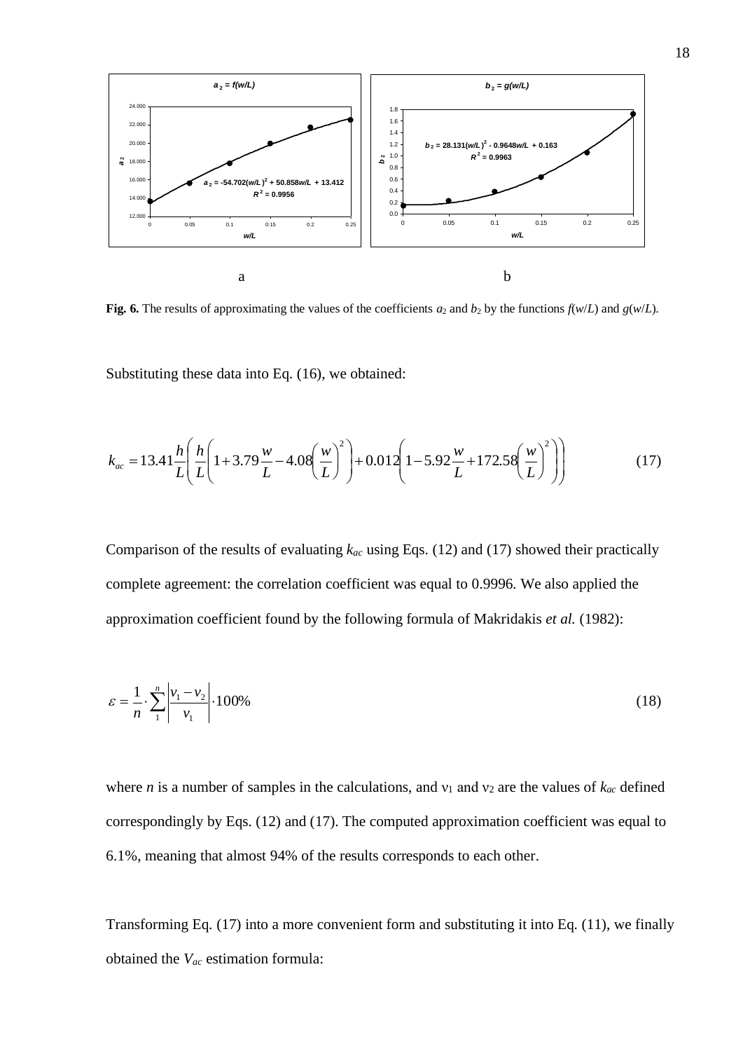**Fig. 6.** The results of approximating the values of the coefficients $a_2$ and $b_2$ by the functions $f(w/L)$ and $g(w/L)$.

Substituting these data into Eq. (16), we obtained:

$$k_{ac} = 13.41\frac{h}{L}\left(\frac{h}{L}\left(1+3.79\frac{w}{L}-4.08\left(\frac{w}{L}\right)^2\right)+0.012\left(1-5.92\frac{w}{L}+172.58\left(\frac{w}{L}\right)^2\right)\right) \tag{17}$$

Comparison of the results of evaluating $k_{ac}$ using Eqs. (12) and (17) showed their practically complete agreement: the correlation coefficient was equal to 0.9996. We also applied the approximation coefficient found by the following formula of Makridakis *et al.* (1982):

$$\varepsilon = \frac{1}{n}\cdot\sum_{1}^{n}\left|\frac{v_1 - v_2}{v_1}\right|\cdot 100\% \tag{18}$$

where $n$ is a number of samples in the calculations, and $v_1$ and $v_2$ are the values of $k_{ac}$ defined correspondingly by Eqs. (12) and (17). The computed approximation coefficient was equal to 6.1%, meaning that almost 94% of the results corresponds to each other.

Transforming Eq. (17) into a more convenient form and substituting it into Eq. (11), we finally obtained the $V_{ac}$ estimation formula: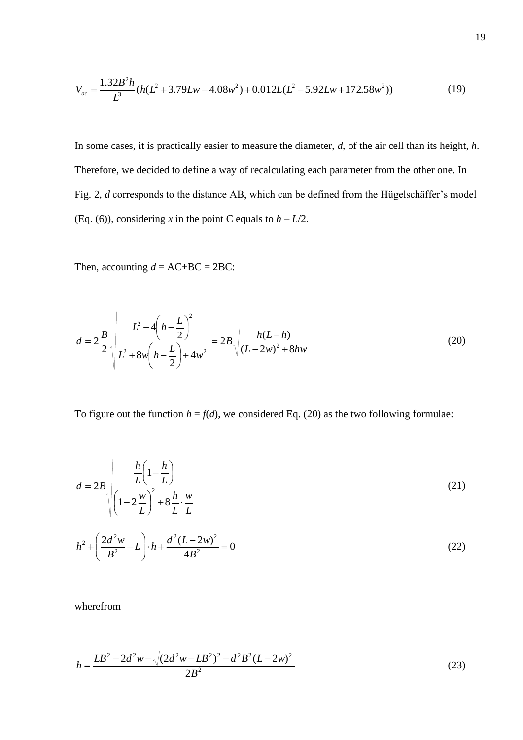$$V_{ac} = \frac{1.32B^2h}{L^3}\left(h(L^2 + 3.79Lw - 4.08w^2) + 0.012L(L^2 - 5.92Lw + 172.58w^2)\right) \tag{19}$$

In some cases, it is practically easier to measure the diameter, *d*, of the air cell than its height, *h*. Therefore, we decided to define a way of recalculating each parameter from the other one. In Fig. 2, *d* corresponds to the distance AB, which can be defined from the Hügelschäffer's model (Eq. (6)), considering *x* in the point C equals to $h – L/2$.

Then, accounting $d = AC+BC = 2BC$:

$$d = 2\frac{B}{2}\sqrt{\frac{L^2 - 4\left(h - \frac{L}{2}\right)^2}{L^2 + 8w\left(h - \frac{L}{2}\right) + 4w^2}} = 2B\sqrt{\frac{h(L-h)}{(L-2w)^2 + 8hw}} \tag{20}$$

To figure out the function $h = f(d)$, we considered Eq. (20) as the two following formulae:

$$d = 2B\sqrt{\frac{\frac{h}{L}\left(1 - \frac{h}{L}\right)}{\left(1 - 2\frac{w}{L}\right)^2 + 8\frac{h}{L}\cdot\frac{w}{L}}} \tag{21}$$

$$h^2 + \left(\frac{2d^2w}{B^2} - L\right)\cdot h + \frac{d^2(L-2w)^2}{4B^2} = 0 \tag{22}$$

wherefrom

$$h = \frac{LB^2 - 2d^2w - \sqrt{(2d^2w - LB^2)^2 - d^2B^2(L-2w)^2}}{2B^2} \tag{23}$$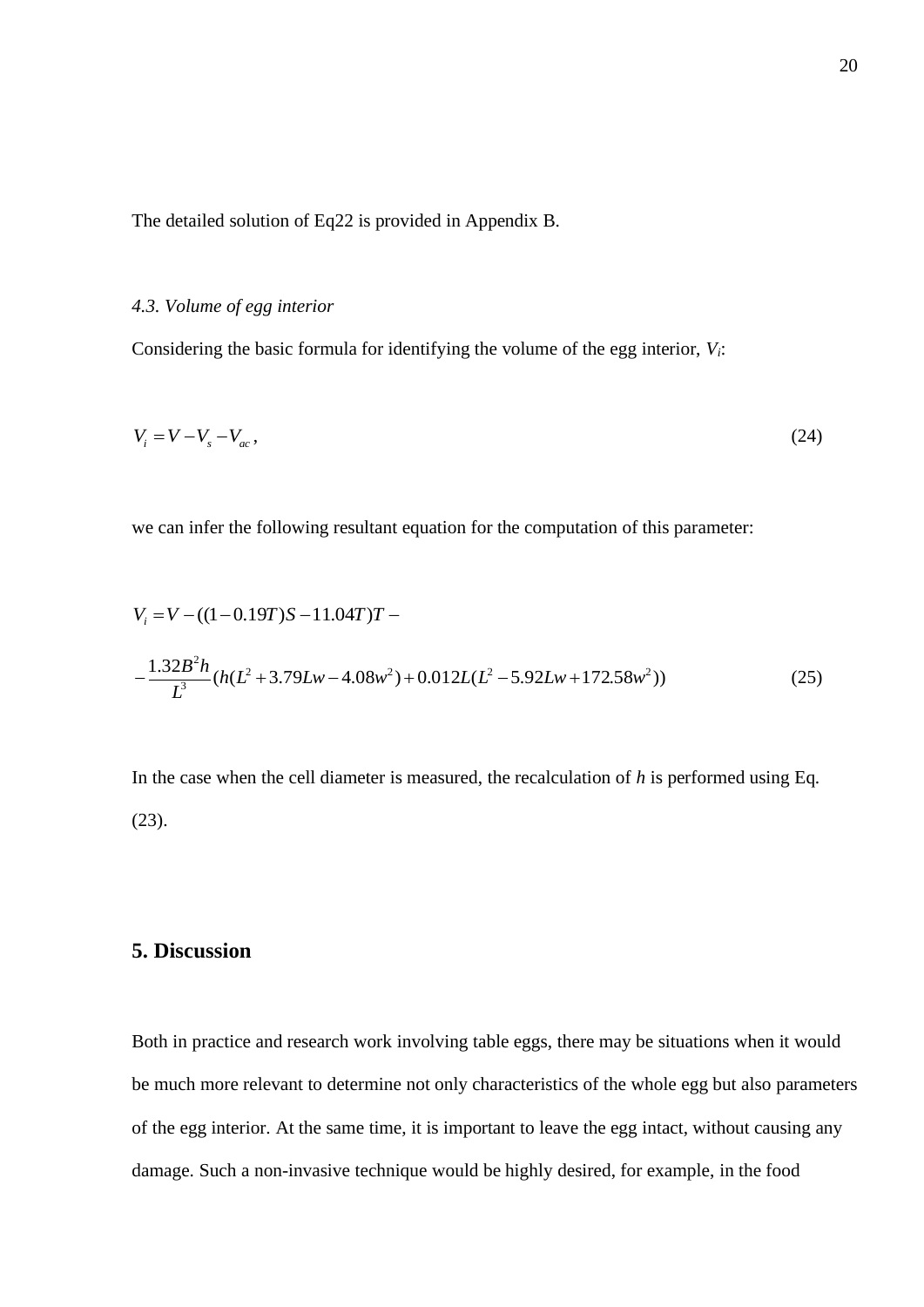The detailed solution of Eq22 is provided in Appendix B.

*4.3. Volume of egg interior*

Considering the basic formula for identifying the volume of the egg interior, $V_i$:

$$V_i = V - V_s - V_{ac}, \tag{24}$$

we can infer the following resultant equation for the computation of this parameter:

$$V_i = V - ((1 - 0.19T)S - 11.04T)T -$$

$$- \frac{1.32B^2 h}{L^3}(h(L^2 + 3.79Lw - 4.08w^2) + 0.012L(L^2 - 5.92Lw + 172.58w^2)) \tag{25}$$

In the case when the cell diameter is measured, the recalculation of $h$ is performed using Eq. (23).

## 5. Discussion

Both in practice and research work involving table eggs, there may be situations when it would be much more relevant to determine not only characteristics of the whole egg but also parameters of the egg interior. At the same time, it is important to leave the egg intact, without causing any damage. Such a non-invasive technique would be highly desired, for example, in the food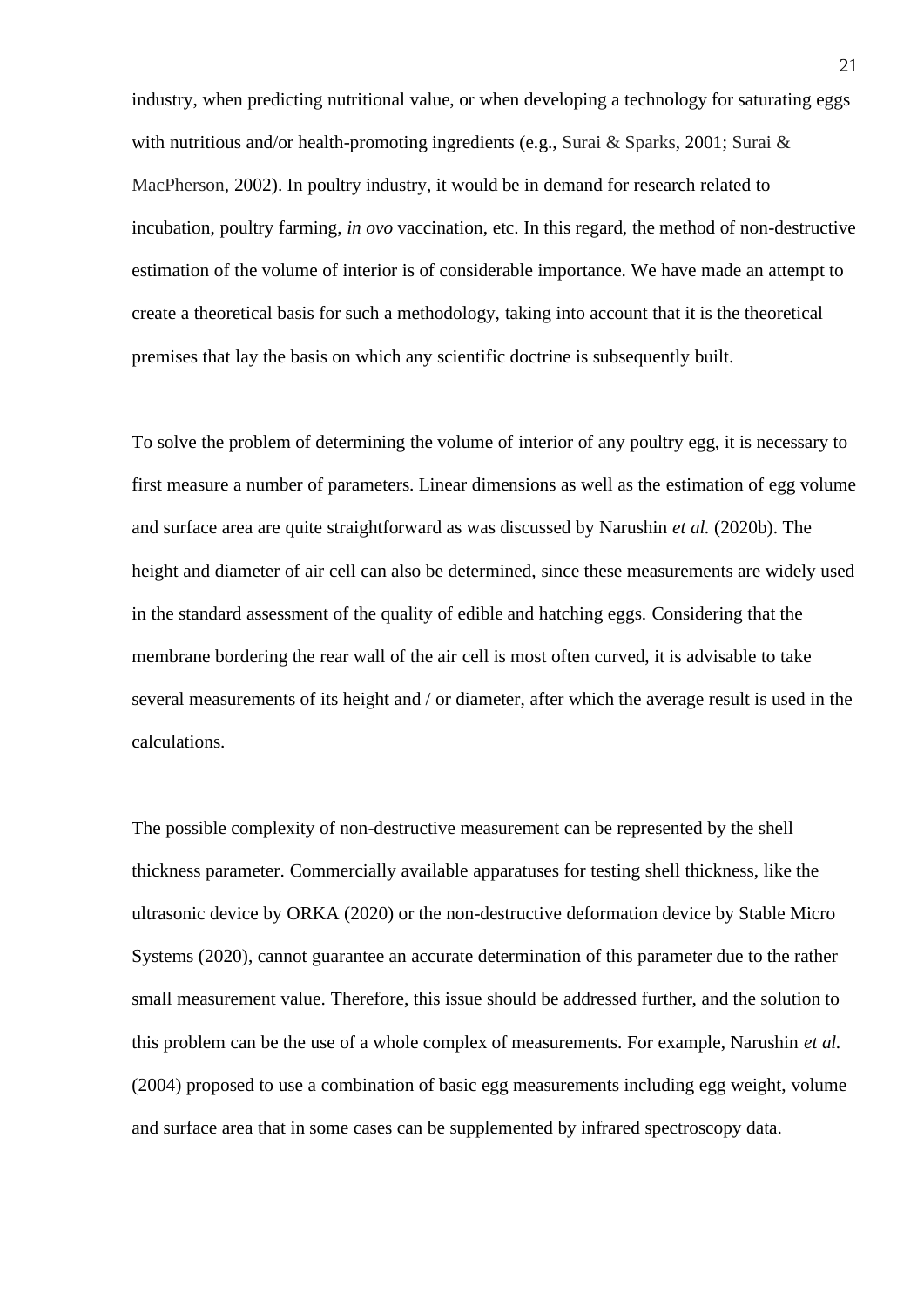industry, when predicting nutritional value, or when developing a technology for saturating eggs with nutritious and/or health-promoting ingredients (e.g., Surai & Sparks, 2001; Surai & MacPherson, 2002). In poultry industry, it would be in demand for research related to incubation, poultry farming, *in ovo* vaccination, etc. In this regard, the method of non-destructive estimation of the volume of interior is of considerable importance. We have made an attempt to create a theoretical basis for such a methodology, taking into account that it is the theoretical premises that lay the basis on which any scientific doctrine is subsequently built.

To solve the problem of determining the volume of interior of any poultry egg, it is necessary to first measure a number of parameters. Linear dimensions as well as the estimation of egg volume and surface area are quite straightforward as was discussed by Narushin *et al.* (2020b). The height and diameter of air cell can also be determined, since these measurements are widely used in the standard assessment of the quality of edible and hatching eggs. Considering that the membrane bordering the rear wall of the air cell is most often curved, it is advisable to take several measurements of its height and / or diameter, after which the average result is used in the calculations.

The possible complexity of non-destructive measurement can be represented by the shell thickness parameter. Commercially available apparatuses for testing shell thickness, like the ultrasonic device by ORKA (2020) or the non-destructive deformation device by Stable Micro Systems (2020), cannot guarantee an accurate determination of this parameter due to the rather small measurement value. Therefore, this issue should be addressed further, and the solution to this problem can be the use of a whole complex of measurements. For example, Narushin *et al.* (2004) proposed to use a combination of basic egg measurements including egg weight, volume and surface area that in some cases can be supplemented by infrared spectroscopy data.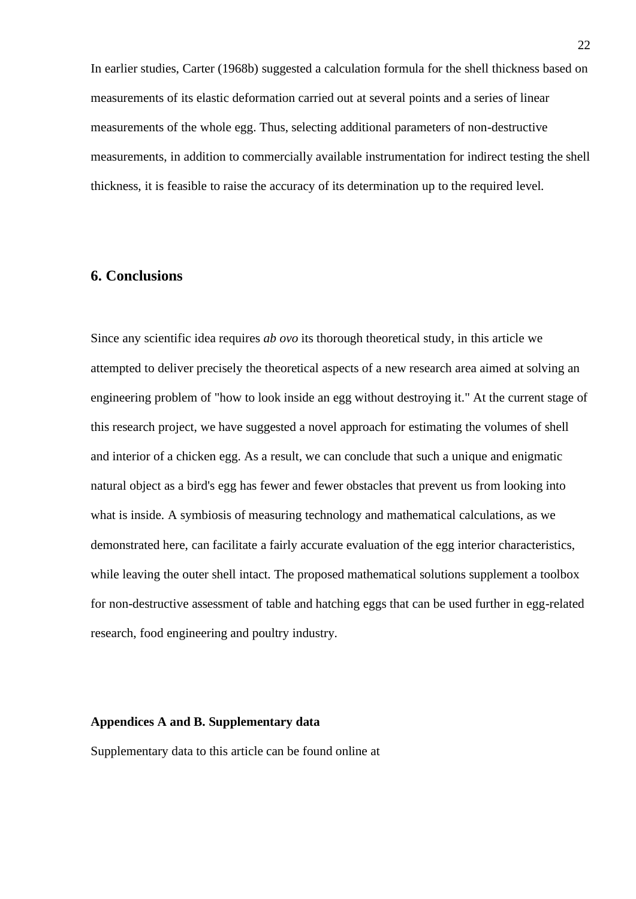In earlier studies, Carter (1968b) suggested a calculation formula for the shell thickness based on measurements of its elastic deformation carried out at several points and a series of linear measurements of the whole egg. Thus, selecting additional parameters of non-destructive measurements, in addition to commercially available instrumentation for indirect testing the shell thickness, it is feasible to raise the accuracy of its determination up to the required level.

## 6. Conclusions

Since any scientific idea requires *ab ovo* its thorough theoretical study, in this article we attempted to deliver precisely the theoretical aspects of a new research area aimed at solving an engineering problem of "how to look inside an egg without destroying it." At the current stage of this research project, we have suggested a novel approach for estimating the volumes of shell and interior of a chicken egg. As a result, we can conclude that such a unique and enigmatic natural object as a bird's egg has fewer and fewer obstacles that prevent us from looking into what is inside. A symbiosis of measuring technology and mathematical calculations, as we demonstrated here, can facilitate a fairly accurate evaluation of the egg interior characteristics, while leaving the outer shell intact. The proposed mathematical solutions supplement a toolbox for non-destructive assessment of table and hatching eggs that can be used further in egg-related research, food engineering and poultry industry.

**Appendices A and B. Supplementary data**

Supplementary data to this article can be found online at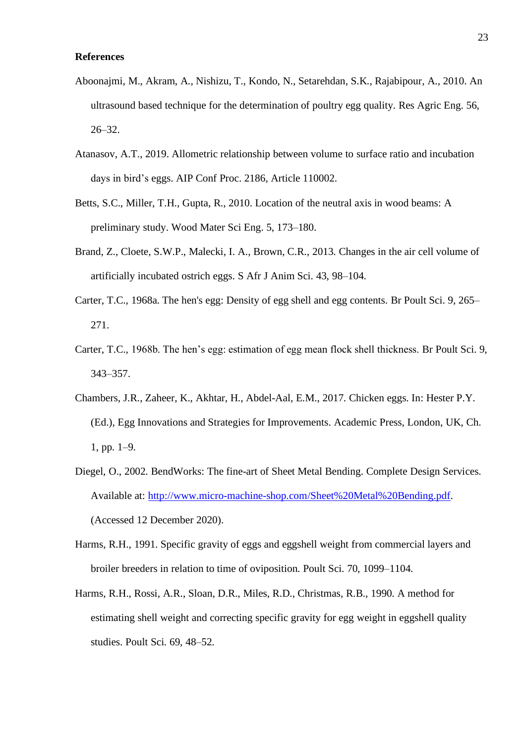## References

Aboonajmi, M., Akram, A., Nishizu, T., Kondo, N., Setarehdan, S.K., Rajabipour, A., 2010. An ultrasound based technique for the determination of poultry egg quality. Res Agric Eng. 56, 26–32.

Atanasov, A.T., 2019. Allometric relationship between volume to surface ratio and incubation days in bird's eggs. AIP Conf Proc. 2186, Article 110002.

Betts, S.C., Miller, T.H., Gupta, R., 2010. Location of the neutral axis in wood beams: A preliminary study. Wood Mater Sci Eng. 5, 173–180.

Brand, Z., Cloete, S.W.P., Malecki, I. A., Brown, C.R., 2013. Changes in the air cell volume of artificially incubated ostrich eggs. S Afr J Anim Sci. 43, 98–104.

Carter, T.C., 1968a. The hen's egg: Density of egg shell and egg contents. Br Poult Sci. 9, 265–271.

Carter, T.C., 1968b. The hen's egg: estimation of egg mean flock shell thickness. Br Poult Sci. 9, 343–357.

Chambers, J.R., Zaheer, K., Akhtar, H., Abdel-Aal, E.M., 2017. Chicken eggs. In: Hester P.Y. (Ed.), Egg Innovations and Strategies for Improvements. Academic Press, London, UK, Ch. 1, pp. 1–9.

Diegel, O., 2002. BendWorks: The fine-art of Sheet Metal Bending. Complete Design Services. Available at: [http://www.micro-machine-shop.com/Sheet%20Metal%20Bending.pdf](http://www.micro-machine-shop.com/Sheet%20Metal%20Bending.pdf). (Accessed 12 December 2020).

Harms, R.H., 1991. Specific gravity of eggs and eggshell weight from commercial layers and broiler breeders in relation to time of oviposition. Poult Sci. 70, 1099–1104.

Harms, R.H., Rossi, A.R., Sloan, D.R., Miles, R.D., Christmas, R.B., 1990. A method for estimating shell weight and correcting specific gravity for egg weight in eggshell quality studies. Poult Sci. 69, 48–52.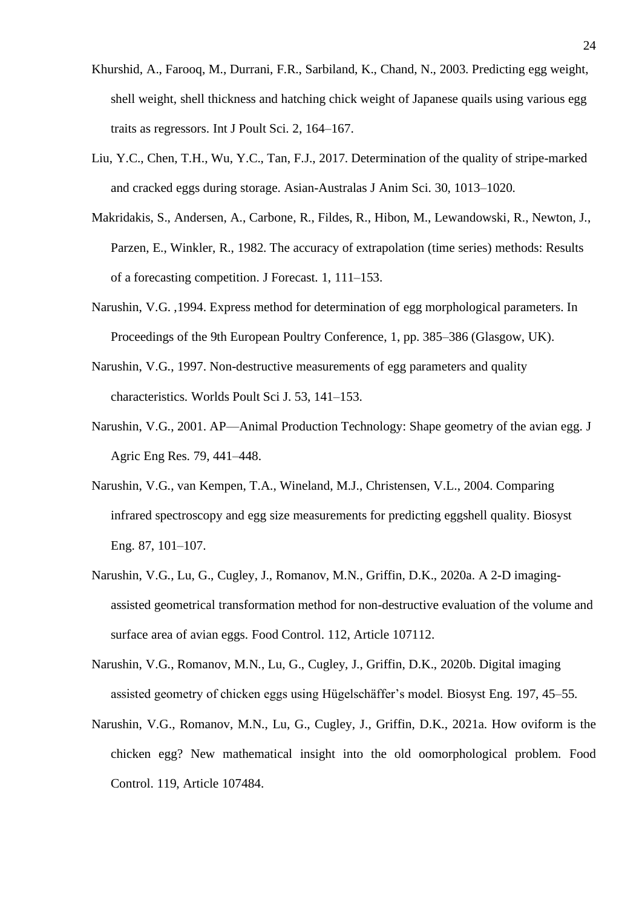Khurshid, A., Farooq, M., Durrani, F.R., Sarbiland, K., Chand, N., 2003. Predicting egg weight, shell weight, shell thickness and hatching chick weight of Japanese quails using various egg traits as regressors. Int J Poult Sci. 2, 164–167.

Liu, Y.C., Chen, T.H., Wu, Y.C., Tan, F.J., 2017. Determination of the quality of stripe-marked and cracked eggs during storage. Asian-Australas J Anim Sci. 30, 1013–1020.

Makridakis, S., Andersen, A., Carbone, R., Fildes, R., Hibon, M., Lewandowski, R., Newton, J., Parzen, E., Winkler, R., 1982. The accuracy of extrapolation (time series) methods: Results of a forecasting competition. J Forecast. 1, 111–153.

Narushin, V.G. ,1994. Express method for determination of egg morphological parameters. In Proceedings of the 9th European Poultry Conference, 1, pp. 385–386 (Glasgow, UK).

Narushin, V.G., 1997. Non-destructive measurements of egg parameters and quality characteristics. Worlds Poult Sci J. 53, 141–153.

Narushin, V.G., 2001. AP—Animal Production Technology: Shape geometry of the avian egg. J Agric Eng Res. 79, 441–448.

Narushin, V.G., van Kempen, T.A., Wineland, M.J., Christensen, V.L., 2004. Comparing infrared spectroscopy and egg size measurements for predicting eggshell quality. Biosyst Eng. 87, 101–107.

Narushin, V.G., Lu, G., Cugley, J., Romanov, M.N., Griffin, D.K., 2020a. A 2-D imaging-assisted geometrical transformation method for non-destructive evaluation of the volume and surface area of avian eggs. Food Control. 112, Article 107112.

Narushin, V.G., Romanov, M.N., Lu, G., Cugley, J., Griffin, D.K., 2020b. Digital imaging assisted geometry of chicken eggs using Hügelschäffer's model. Biosyst Eng. 197, 45–55.

Narushin, V.G., Romanov, M.N., Lu, G., Cugley, J., Griffin, D.K., 2021a. How oviform is the chicken egg? New mathematical insight into the old oomorphological problem. Food Control. 119, Article 107484.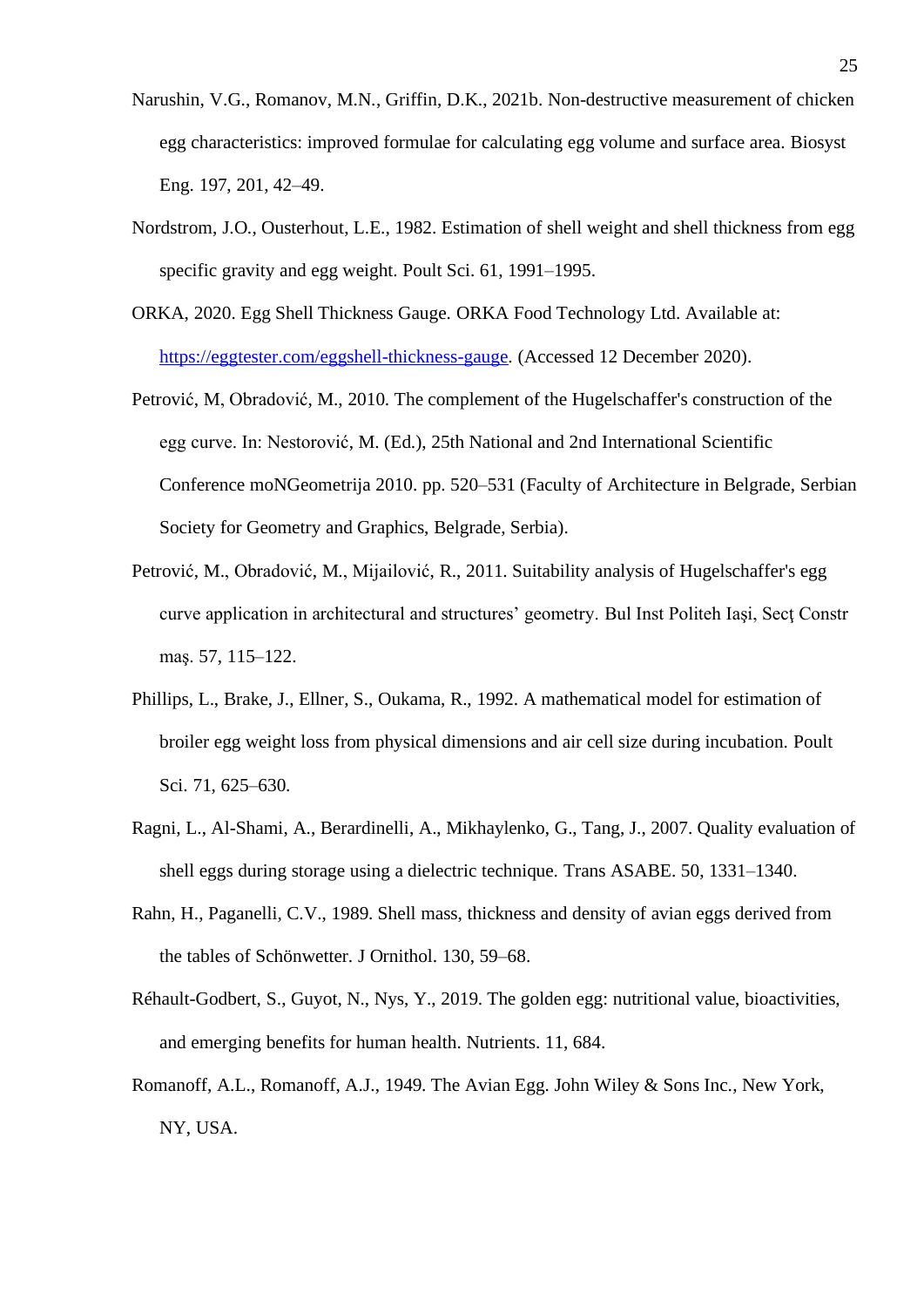Narushin, V.G., Romanov, M.N., Griffin, D.K., 2021b. Non-destructive measurement of chicken egg characteristics: improved formulae for calculating egg volume and surface area. Biosyst Eng. 197, 201, 42–49.

Nordstrom, J.O., Ousterhout, L.E., 1982. Estimation of shell weight and shell thickness from egg specific gravity and egg weight. Poult Sci. 61, 1991–1995.

ORKA, 2020. Egg Shell Thickness Gauge. ORKA Food Technology Ltd. Available at: [https://eggtester.com/eggshell-thickness-gauge](https://eggtester.com/eggshell-thickness-gauge). (Accessed 12 December 2020).

Petrović, M, Obradović, M., 2010. The complement of the Hugelschaffer's construction of the egg curve. In: Nestorović, M. (Ed.), 25th National and 2nd International Scientific Conference moNGeometrija 2010. pp. 520–531 (Faculty of Architecture in Belgrade, Serbian Society for Geometry and Graphics, Belgrade, Serbia).

Petrović, M., Obradović, M., Mijailović, R., 2011. Suitability analysis of Hugelschaffer's egg curve application in architectural and structures' geometry. Bul Inst Politeh Iaşi, Secţ Constr maş. 57, 115–122.

Phillips, L., Brake, J., Ellner, S., Oukama, R., 1992. A mathematical model for estimation of broiler egg weight loss from physical dimensions and air cell size during incubation. Poult Sci. 71, 625–630.

Ragni, L., Al-Shami, A., Berardinelli, A., Mikhaylenko, G., Tang, J., 2007. Quality evaluation of shell eggs during storage using a dielectric technique. Trans ASABE. 50, 1331–1340.

Rahn, H., Paganelli, C.V., 1989. Shell mass, thickness and density of avian eggs derived from the tables of Schönwetter. J Ornithol. 130, 59–68.

Réhault-Godbert, S., Guyot, N., Nys, Y., 2019. The golden egg: nutritional value, bioactivities, and emerging benefits for human health. Nutrients. 11, 684.

Romanoff, A.L., Romanoff, A.J., 1949. The Avian Egg. John Wiley & Sons Inc., New York, NY, USA.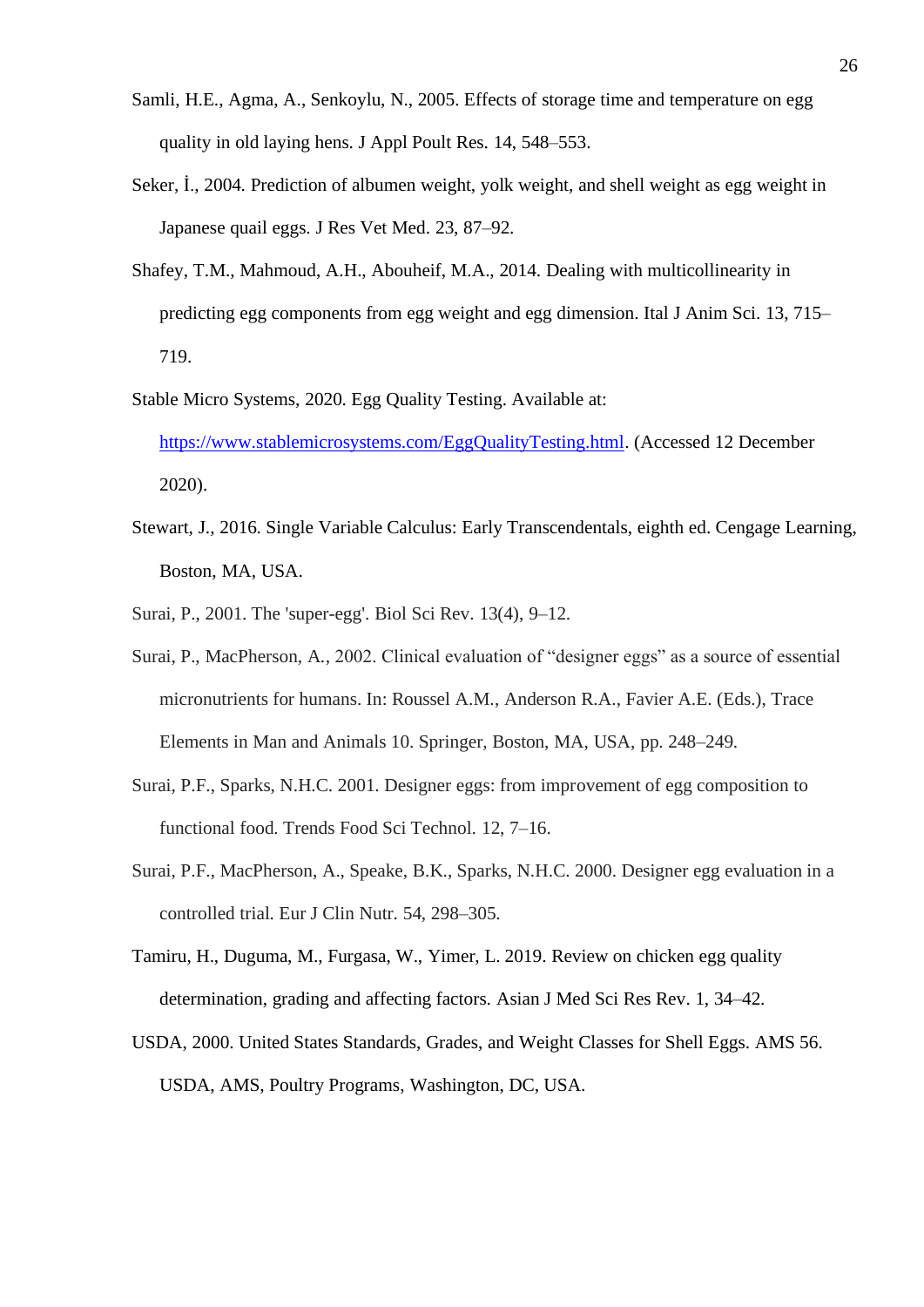Samli, H.E., Agma, A., Senkoylu, N., 2005. Effects of storage time and temperature on egg quality in old laying hens. J Appl Poult Res. 14, 548–553.

Seker, İ., 2004. Prediction of albumen weight, yolk weight, and shell weight as egg weight in Japanese quail eggs. J Res Vet Med. 23, 87–92.

Shafey, T.M., Mahmoud, A.H., Abouheif, M.A., 2014. Dealing with multicollinearity in predicting egg components from egg weight and egg dimension. Ital J Anim Sci. 13, 715–719.

Stable Micro Systems, 2020. Egg Quality Testing. Available at: https://www.stablemicrosystems.com/EggQualityTesting.html. (Accessed 12 December 2020).

Stewart, J., 2016. Single Variable Calculus: Early Transcendentals, eighth ed. Cengage Learning, Boston, MA, USA.

Surai, P., 2001. The 'super-egg'. Biol Sci Rev. 13(4), 9–12.

Surai, P., MacPherson, A., 2002. Clinical evaluation of "designer eggs" as a source of essential micronutrients for humans. In: Roussel A.M., Anderson R.A., Favier A.E. (Eds.), Trace Elements in Man and Animals 10. Springer, Boston, MA, USA, pp. 248–249.

Surai, P.F., Sparks, N.H.C. 2001. Designer eggs: from improvement of egg composition to functional food. Trends Food Sci Technol. 12, 7–16.

Surai, P.F., MacPherson, A., Speake, B.K., Sparks, N.H.C. 2000. Designer egg evaluation in a controlled trial. Eur J Clin Nutr. 54, 298–305.

Tamiru, H., Duguma, M., Furgasa, W., Yimer, L. 2019. Review on chicken egg quality determination, grading and affecting factors. Asian J Med Sci Res Rev. 1, 34–42.

USDA, 2000. United States Standards, Grades, and Weight Classes for Shell Eggs. AMS 56. USDA, AMS, Poultry Programs, Washington, DC, USA.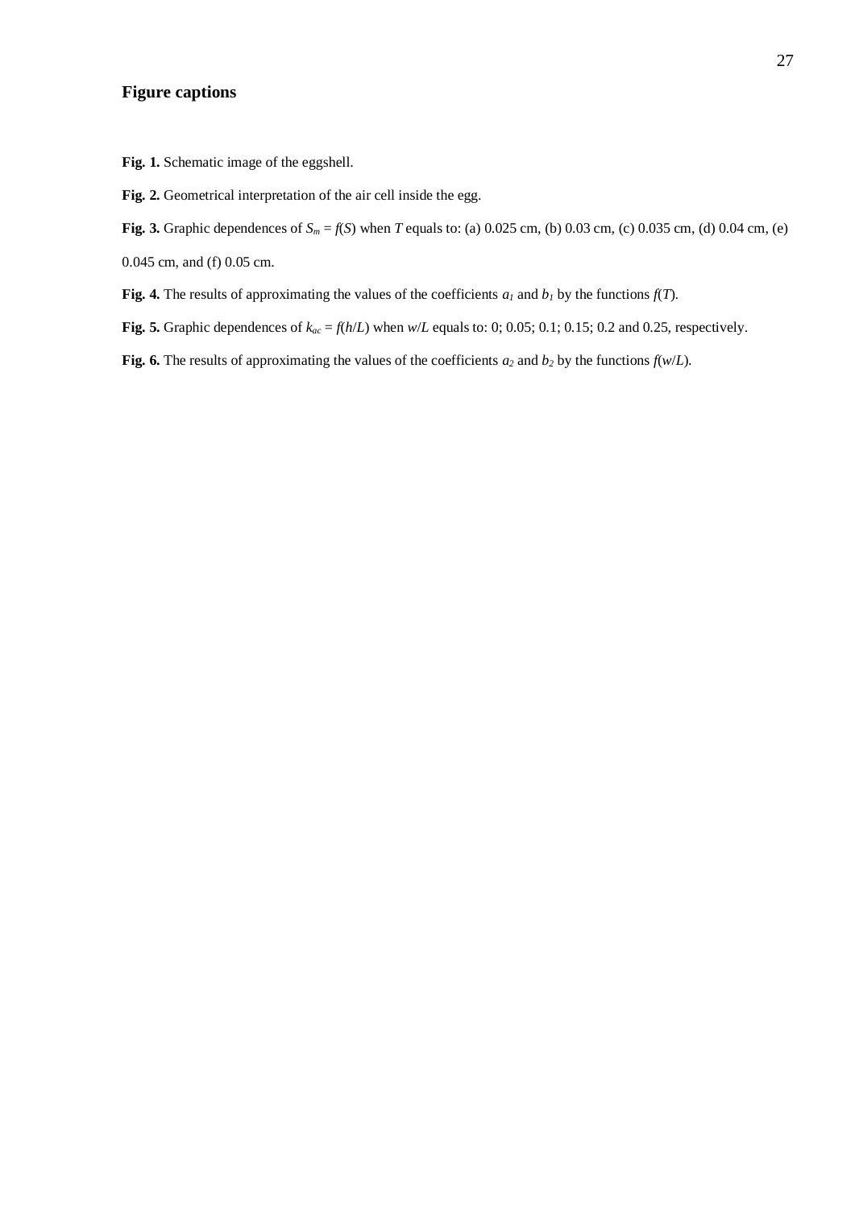## Figure captions

**Fig. 1.** Schematic image of the eggshell.

**Fig. 2.** Geometrical interpretation of the air cell inside the egg.

**Fig. 3.** Graphic dependences of $S_m = f(S)$ when $T$ equals to: (a) 0.025 cm, (b) 0.03 cm, (c) 0.035 cm, (d) 0.04 cm, (e) 0.045 cm, and (f) 0.05 cm.

**Fig. 4.** The results of approximating the values of the coefficients $a_1$ and $b_1$ by the functions $f(T)$.

**Fig. 5.** Graphic dependences of $k_{ac} = f(h/L)$ when $w/L$ equals to: 0; 0.05; 0.1; 0.15; 0.2 and 0.25, respectively.

**Fig. 6.** The results of approximating the values of the coefficients $a_2$ and $b_2$ by the functions $f(w/L)$.